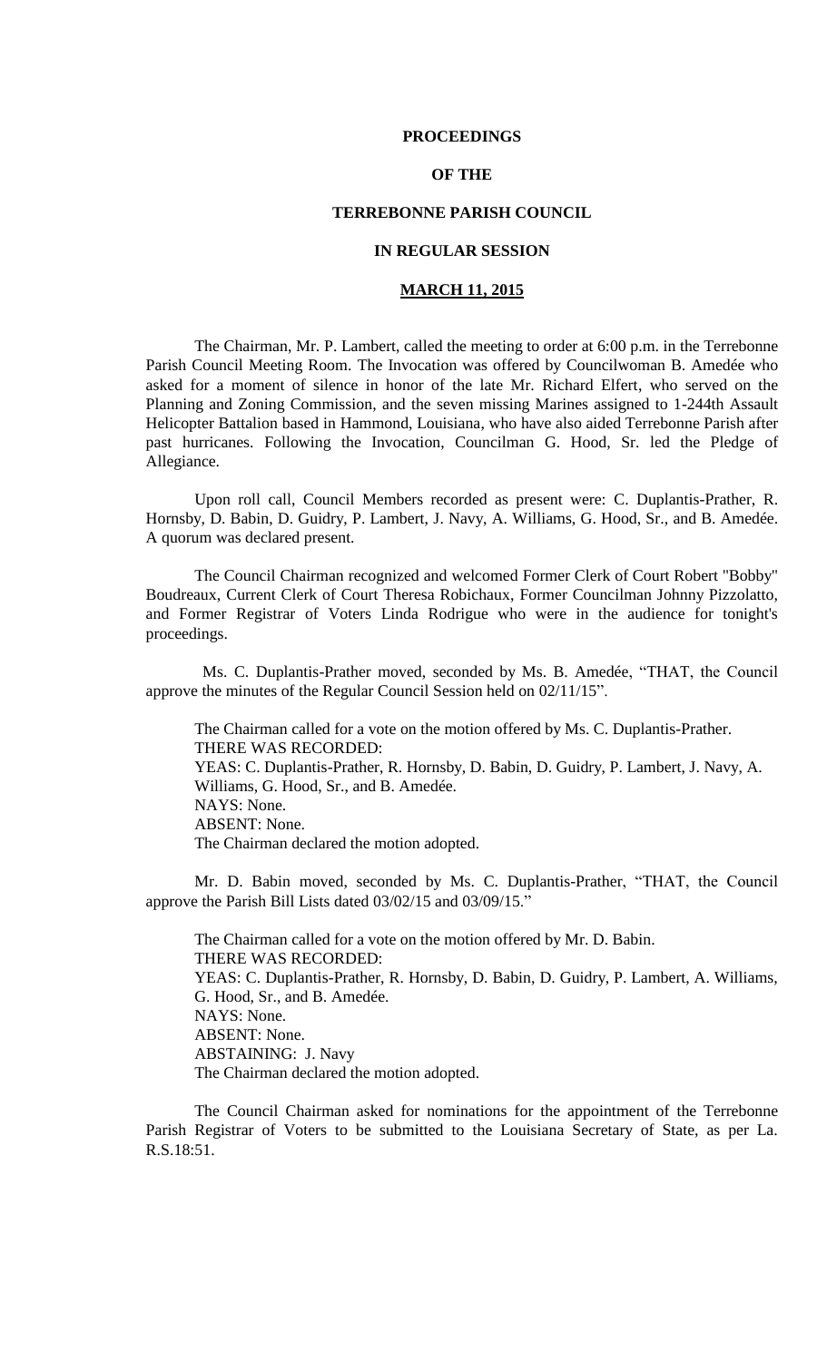# PROCEEDINGS

# OF THE

# TERREBONNE PARISH COUNCIL

# IN REGULAR SESSION

# MARCH 11, 2015

The Chairman, Mr. P. Lambert, called the meeting to order at 6:00 p.m. in the Terrebonne Parish Council Meeting Room. The Invocation was offered by Councilwoman B. Amedée who asked for a moment of silence in honor of the late Mr. Richard Elfert, who served on the Planning and Zoning Commission, and the seven missing Marines assigned to 1-244th Assault Helicopter Battalion based in Hammond, Louisiana, who have also aided Terrebonne Parish after past hurricanes. Following the Invocation, Councilman G. Hood, Sr. led the Pledge of Allegiance.

Upon roll call, Council Members recorded as present were: C. Duplantis-Prather, R. Hornsby, D. Babin, D. Guidry, P. Lambert, J. Navy, A. Williams, G. Hood, Sr., and B. Amedée. A quorum was declared present.

The Council Chairman recognized and welcomed Former Clerk of Court Robert "Bobby" Boudreaux, Current Clerk of Court Theresa Robichaux, Former Councilman Johnny Pizzolatto, and Former Registrar of Voters Linda Rodrigue who were in the audience for tonight's proceedings.

Ms. C. Duplantis-Prather moved, seconded by Ms. B. Amedée, "THAT, the Council approve the minutes of the Regular Council Session held on 02/11/15".

The Chairman called for a vote on the motion offered by Ms. C. Duplantis-Prather.
THERE WAS RECORDED:
YEAS: C. Duplantis-Prather, R. Hornsby, D. Babin, D. Guidry, P. Lambert, J. Navy, A. Williams, G. Hood, Sr., and B. Amedée.
NAYS: None.
ABSENT: None.
The Chairman declared the motion adopted.

Mr. D. Babin moved, seconded by Ms. C. Duplantis-Prather, "THAT, the Council approve the Parish Bill Lists dated 03/02/15 and 03/09/15."

The Chairman called for a vote on the motion offered by Mr. D. Babin.
THERE WAS RECORDED:
YEAS: C. Duplantis-Prather, R. Hornsby, D. Babin, D. Guidry, P. Lambert, A. Williams, G. Hood, Sr., and B. Amedée.
NAYS: None.
ABSENT: None.
ABSTAINING: J. Navy
The Chairman declared the motion adopted.

The Council Chairman asked for nominations for the appointment of the Terrebonne Parish Registrar of Voters to be submitted to the Louisiana Secretary of State, as per La. R.S.18:51.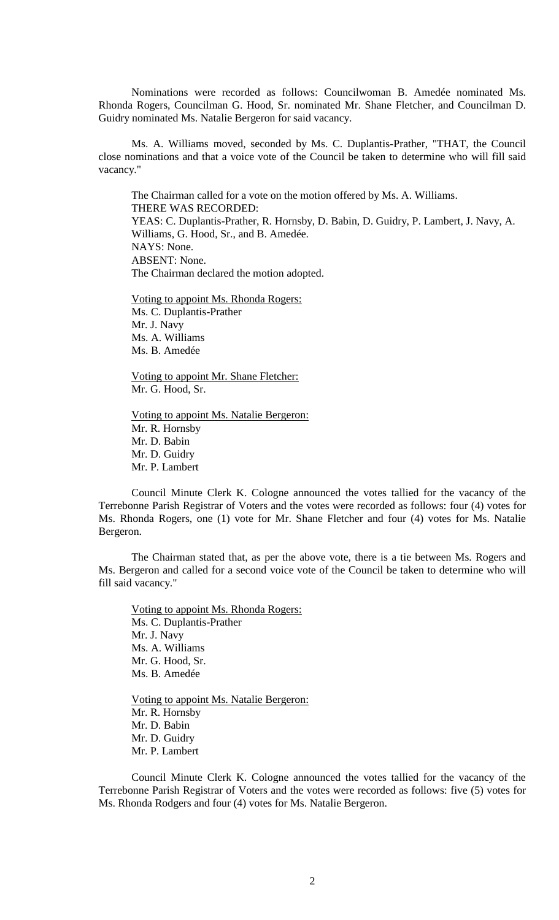Nominations were recorded as follows: Councilwoman B. Amedée nominated Ms. Rhonda Rogers, Councilman G. Hood, Sr. nominated Mr. Shane Fletcher, and Councilman D. Guidry nominated Ms. Natalie Bergeron for said vacancy.

Ms. A. Williams moved, seconded by Ms. C. Duplantis-Prather, "THAT, the Council close nominations and that a voice vote of the Council be taken to determine who will fill said vacancy."

The Chairman called for a vote on the motion offered by Ms. A. Williams.
THERE WAS RECORDED:
YEAS: C. Duplantis-Prather, R. Hornsby, D. Babin, D. Guidry, P. Lambert, J. Navy, A. Williams, G. Hood, Sr., and B. Amedée.
NAYS: None.
ABSENT: None.
The Chairman declared the motion adopted.

Voting to appoint Ms. Rhonda Rogers:
Ms. C. Duplantis-Prather
Mr. J. Navy
Ms. A. Williams
Ms. B. Amedée

Voting to appoint Mr. Shane Fletcher:
Mr. G. Hood, Sr.

Voting to appoint Ms. Natalie Bergeron:
Mr. R. Hornsby
Mr. D. Babin
Mr. D. Guidry
Mr. P. Lambert

Council Minute Clerk K. Cologne announced the votes tallied for the vacancy of the Terrebonne Parish Registrar of Voters and the votes were recorded as follows: four (4) votes for Ms. Rhonda Rogers, one (1) vote for Mr. Shane Fletcher and four (4) votes for Ms. Natalie Bergeron.

The Chairman stated that, as per the above vote, there is a tie between Ms. Rogers and Ms. Bergeron and called for a second voice vote of the Council be taken to determine who will fill said vacancy."

Voting to appoint Ms. Rhonda Rogers:
Ms. C. Duplantis-Prather
Mr. J. Navy
Ms. A. Williams
Mr. G. Hood, Sr.
Ms. B. Amedée

Voting to appoint Ms. Natalie Bergeron:
Mr. R. Hornsby
Mr. D. Babin
Mr. D. Guidry
Mr. P. Lambert

Council Minute Clerk K. Cologne announced the votes tallied for the vacancy of the Terrebonne Parish Registrar of Voters and the votes were recorded as follows: five (5) votes for Ms. Rhonda Rodgers and four (4) votes for Ms. Natalie Bergeron.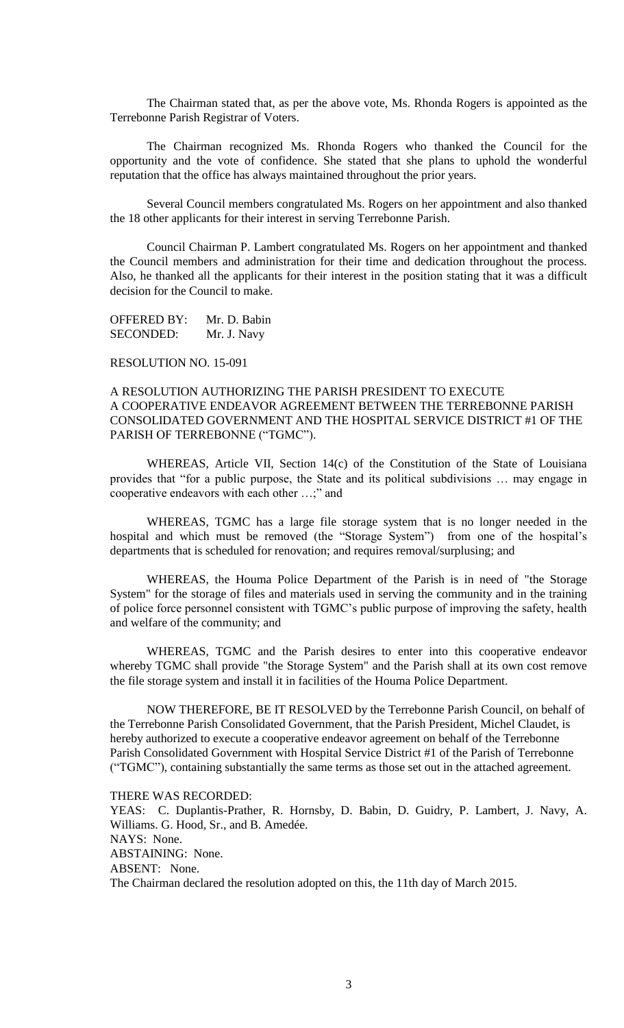The Chairman stated that, as per the above vote, Ms. Rhonda Rogers is appointed as the Terrebonne Parish Registrar of Voters.

The Chairman recognized Ms. Rhonda Rogers who thanked the Council for the opportunity and the vote of confidence. She stated that she plans to uphold the wonderful reputation that the office has always maintained throughout the prior years.

Several Council members congratulated Ms. Rogers on her appointment and also thanked the 18 other applicants for their interest in serving Terrebonne Parish.

Council Chairman P. Lambert congratulated Ms. Rogers on her appointment and thanked the Council members and administration for their time and dedication throughout the process. Also, he thanked all the applicants for their interest in the position stating that it was a difficult decision for the Council to make.

OFFERED BY: Mr. D. Babin
SECONDED: Mr. J. Navy

RESOLUTION NO. 15-091

A RESOLUTION AUTHORIZING THE PARISH PRESIDENT TO EXECUTE A COOPERATIVE ENDEAVOR AGREEMENT BETWEEN THE TERREBONNE PARISH CONSOLIDATED GOVERNMENT AND THE HOSPITAL SERVICE DISTRICT #1 OF THE PARISH OF TERREBONNE ("TGMC").

WHEREAS, Article VII, Section 14(c) of the Constitution of the State of Louisiana provides that "for a public purpose, the State and its political subdivisions … may engage in cooperative endeavors with each other …;" and

WHEREAS, TGMC has a large file storage system that is no longer needed in the hospital and which must be removed (the "Storage System") from one of the hospital's departments that is scheduled for renovation; and requires removal/surplusing; and

WHEREAS, the Houma Police Department of the Parish is in need of "the Storage System" for the storage of files and materials used in serving the community and in the training of police force personnel consistent with TGMC's public purpose of improving the safety, health and welfare of the community; and

WHEREAS, TGMC and the Parish desires to enter into this cooperative endeavor whereby TGMC shall provide "the Storage System" and the Parish shall at its own cost remove the file storage system and install it in facilities of the Houma Police Department.

NOW THEREFORE, BE IT RESOLVED by the Terrebonne Parish Council, on behalf of the Terrebonne Parish Consolidated Government, that the Parish President, Michel Claudet, is hereby authorized to execute a cooperative endeavor agreement on behalf of the Terrebonne Parish Consolidated Government with Hospital Service District #1 of the Parish of Terrebonne ("TGMC"), containing substantially the same terms as those set out in the attached agreement.

THERE WAS RECORDED:
YEAS: C. Duplantis-Prather, R. Hornsby, D. Babin, D. Guidry, P. Lambert, J. Navy, A. Williams. G. Hood, Sr., and B. Amedée.
NAYS: None.
ABSTAINING: None.
ABSENT: None.
The Chairman declared the resolution adopted on this, the 11th day of March 2015.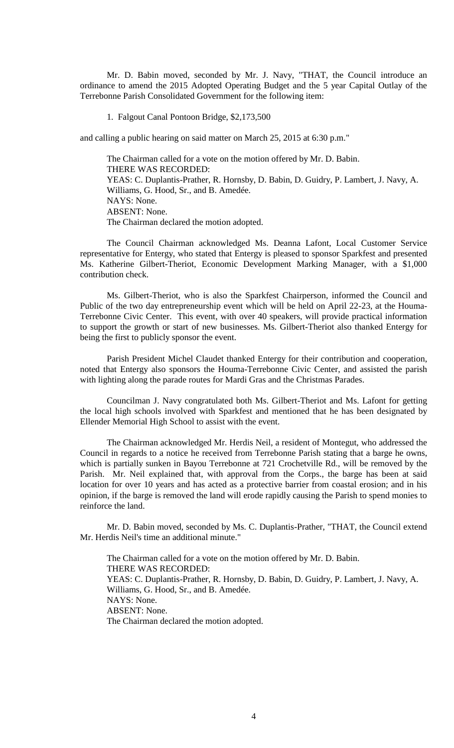Mr. D. Babin moved, seconded by Mr. J. Navy, "THAT, the Council introduce an ordinance to amend the 2015 Adopted Operating Budget and the 5 year Capital Outlay of the Terrebonne Parish Consolidated Government for the following item:

1. Falgout Canal Pontoon Bridge, $2,173,500

and calling a public hearing on said matter on March 25, 2015 at 6:30 p.m."

The Chairman called for a vote on the motion offered by Mr. D. Babin.
THERE WAS RECORDED:
YEAS: C. Duplantis-Prather, R. Hornsby, D. Babin, D. Guidry, P. Lambert, J. Navy, A. Williams, G. Hood, Sr., and B. Amedée.
NAYS: None.
ABSENT: None.
The Chairman declared the motion adopted.

The Council Chairman acknowledged Ms. Deanna Lafont, Local Customer Service representative for Entergy, who stated that Entergy is pleased to sponsor Sparkfest and presented Ms. Katherine Gilbert-Theriot, Economic Development Marking Manager, with a $1,000 contribution check.

Ms. Gilbert-Theriot, who is also the Sparkfest Chairperson, informed the Council and Public of the two day entrepreneurship event which will be held on April 22-23, at the Houma-Terrebonne Civic Center. This event, with over 40 speakers, will provide practical information to support the growth or start of new businesses. Ms. Gilbert-Theriot also thanked Entergy for being the first to publicly sponsor the event.

Parish President Michel Claudet thanked Entergy for their contribution and cooperation, noted that Entergy also sponsors the Houma-Terrebonne Civic Center, and assisted the parish with lighting along the parade routes for Mardi Gras and the Christmas Parades.

Councilman J. Navy congratulated both Ms. Gilbert-Theriot and Ms. Lafont for getting the local high schools involved with Sparkfest and mentioned that he has been designated by Ellender Memorial High School to assist with the event.

The Chairman acknowledged Mr. Herdis Neil, a resident of Montegut, who addressed the Council in regards to a notice he received from Terrebonne Parish stating that a barge he owns, which is partially sunken in Bayou Terrebonne at 721 Crochetville Rd., will be removed by the Parish. Mr. Neil explained that, with approval from the Corps., the barge has been at said location for over 10 years and has acted as a protective barrier from coastal erosion; and in his opinion, if the barge is removed the land will erode rapidly causing the Parish to spend monies to reinforce the land.

Mr. D. Babin moved, seconded by Ms. C. Duplantis-Prather, "THAT, the Council extend Mr. Herdis Neil's time an additional minute."

The Chairman called for a vote on the motion offered by Mr. D. Babin.
THERE WAS RECORDED:
YEAS: C. Duplantis-Prather, R. Hornsby, D. Babin, D. Guidry, P. Lambert, J. Navy, A. Williams, G. Hood, Sr., and B. Amedée.
NAYS: None.
ABSENT: None.
The Chairman declared the motion adopted.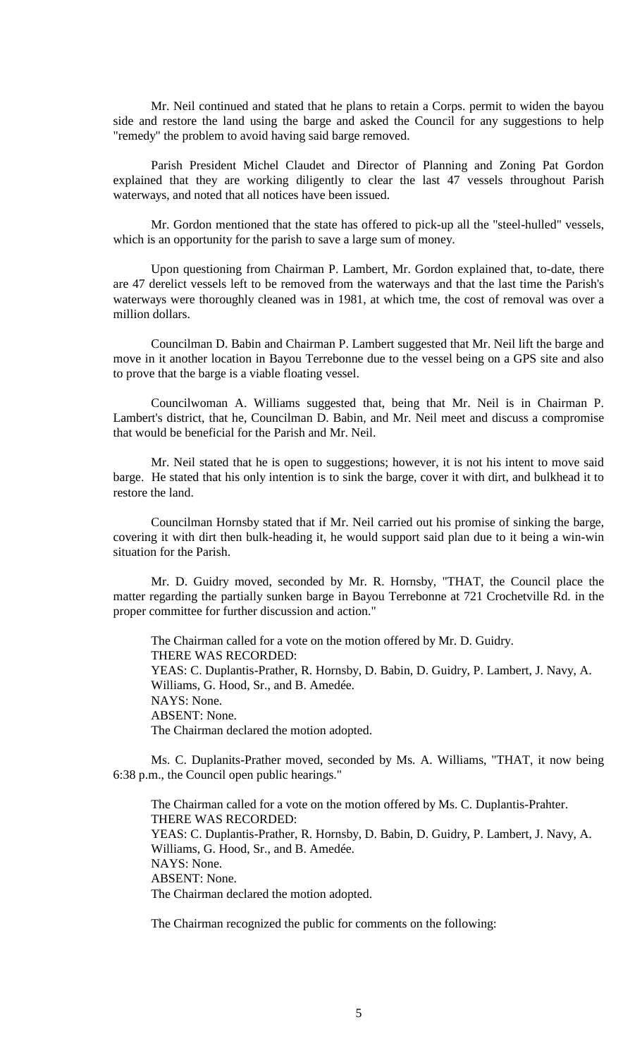Mr. Neil continued and stated that he plans to retain a Corps. permit to widen the bayou side and restore the land using the barge and asked the Council for any suggestions to help "remedy" the problem to avoid having said barge removed.

Parish President Michel Claudet and Director of Planning and Zoning Pat Gordon explained that they are working diligently to clear the last 47 vessels throughout Parish waterways, and noted that all notices have been issued.

Mr. Gordon mentioned that the state has offered to pick-up all the "steel-hulled" vessels, which is an opportunity for the parish to save a large sum of money.

Upon questioning from Chairman P. Lambert, Mr. Gordon explained that, to-date, there are 47 derelict vessels left to be removed from the waterways and that the last time the Parish's waterways were thoroughly cleaned was in 1981, at which tme, the cost of removal was over a million dollars.

Councilman D. Babin and Chairman P. Lambert suggested that Mr. Neil lift the barge and move in it another location in Bayou Terrebonne due to the vessel being on a GPS site and also to prove that the barge is a viable floating vessel.

Councilwoman A. Williams suggested that, being that Mr. Neil is in Chairman P. Lambert's district, that he, Councilman D. Babin, and Mr. Neil meet and discuss a compromise that would be beneficial for the Parish and Mr. Neil.

Mr. Neil stated that he is open to suggestions; however, it is not his intent to move said barge. He stated that his only intention is to sink the barge, cover it with dirt, and bulkhead it to restore the land.

Councilman Hornsby stated that if Mr. Neil carried out his promise of sinking the barge, covering it with dirt then bulk-heading it, he would support said plan due to it being a win-win situation for the Parish.

Mr. D. Guidry moved, seconded by Mr. R. Hornsby, "THAT, the Council place the matter regarding the partially sunken barge in Bayou Terrebonne at 721 Crochetville Rd. in the proper committee for further discussion and action."

The Chairman called for a vote on the motion offered by Mr. D. Guidry.
THERE WAS RECORDED:
YEAS: C. Duplantis-Prather, R. Hornsby, D. Babin, D. Guidry, P. Lambert, J. Navy, A. Williams, G. Hood, Sr., and B. Amedée.
NAYS: None.
ABSENT: None.
The Chairman declared the motion adopted.

Ms. C. Duplanits-Prather moved, seconded by Ms. A. Williams, "THAT, it now being 6:38 p.m., the Council open public hearings."

The Chairman called for a vote on the motion offered by Ms. C. Duplantis-Prahter.
THERE WAS RECORDED:
YEAS: C. Duplantis-Prather, R. Hornsby, D. Babin, D. Guidry, P. Lambert, J. Navy, A. Williams, G. Hood, Sr., and B. Amedée.
NAYS: None.
ABSENT: None.
The Chairman declared the motion adopted.

The Chairman recognized the public for comments on the following: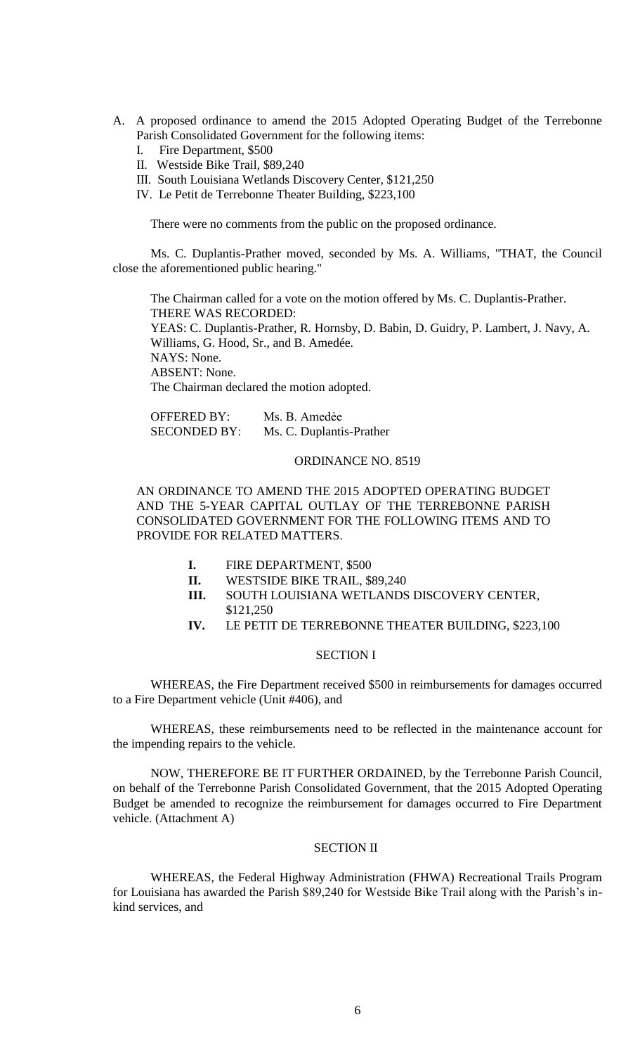A. A proposed ordinance to amend the 2015 Adopted Operating Budget of the Terrebonne Parish Consolidated Government for the following items:
   I. Fire Department, $500
   II. Westside Bike Trail, $89,240
   III. South Louisiana Wetlands Discovery Center, $121,250
   IV. Le Petit de Terrebonne Theater Building, $223,100

There were no comments from the public on the proposed ordinance.

Ms. C. Duplantis-Prather moved, seconded by Ms. A. Williams, "THAT, the Council close the aforementioned public hearing."

The Chairman called for a vote on the motion offered by Ms. C. Duplantis-Prather.
THERE WAS RECORDED:
YEAS: C. Duplantis-Prather, R. Hornsby, D. Babin, D. Guidry, P. Lambert, J. Navy, A. Williams, G. Hood, Sr., and B. Amedée.
NAYS: None.
ABSENT: None.
The Chairman declared the motion adopted.

OFFERED BY: Ms. B. Amedẻe
SECONDED BY: Ms. C. Duplantis-Prather

ORDINANCE NO. 8519

AN ORDINANCE TO AMEND THE 2015 ADOPTED OPERATING BUDGET AND THE 5-YEAR CAPITAL OUTLAY OF THE TERREBONNE PARISH CONSOLIDATED GOVERNMENT FOR THE FOLLOWING ITEMS AND TO PROVIDE FOR RELATED MATTERS.

**I.** FIRE DEPARTMENT, $500
**II.** WESTSIDE BIKE TRAIL, $89,240
**III.** SOUTH LOUISIANA WETLANDS DISCOVERY CENTER, $121,250
**IV.** LE PETIT DE TERREBONNE THEATER BUILDING, $223,100

SECTION I

WHEREAS, the Fire Department received $500 in reimbursements for damages occurred to a Fire Department vehicle (Unit #406), and

WHEREAS, these reimbursements need to be reflected in the maintenance account for the impending repairs to the vehicle.

NOW, THEREFORE BE IT FURTHER ORDAINED, by the Terrebonne Parish Council, on behalf of the Terrebonne Parish Consolidated Government, that the 2015 Adopted Operating Budget be amended to recognize the reimbursement for damages occurred to Fire Department vehicle. (Attachment A)

SECTION II

WHEREAS, the Federal Highway Administration (FHWA) Recreational Trails Program for Louisiana has awarded the Parish $89,240 for Westside Bike Trail along with the Parish's in-kind services, and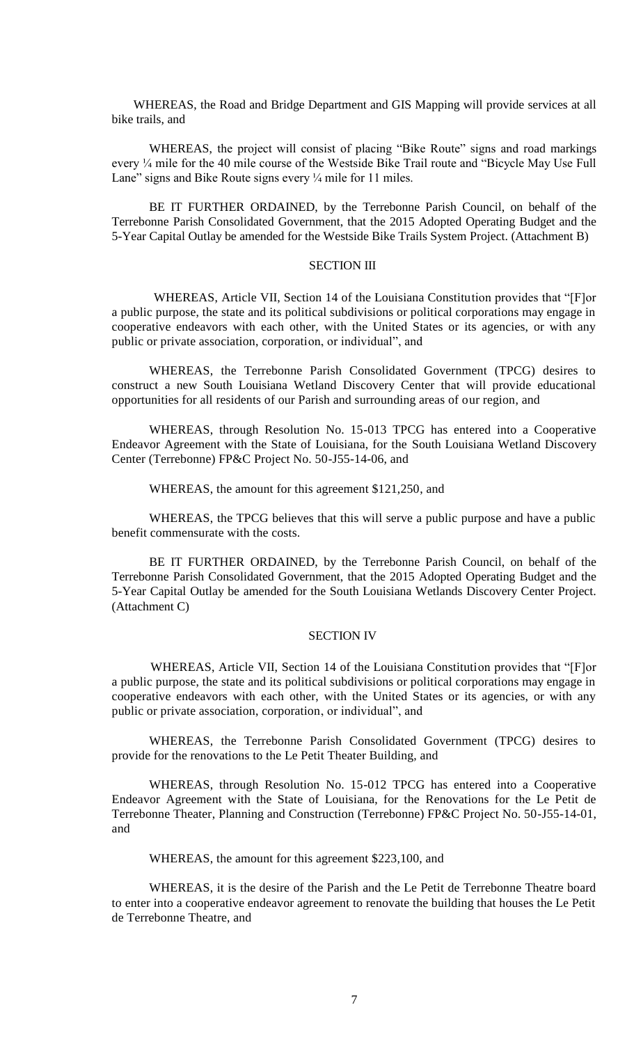WHEREAS, the Road and Bridge Department and GIS Mapping will provide services at all bike trails, and

WHEREAS, the project will consist of placing "Bike Route" signs and road markings every ¼ mile for the 40 mile course of the Westside Bike Trail route and "Bicycle May Use Full Lane" signs and Bike Route signs every ¼ mile for 11 miles.

BE IT FURTHER ORDAINED, by the Terrebonne Parish Council, on behalf of the Terrebonne Parish Consolidated Government, that the 2015 Adopted Operating Budget and the 5-Year Capital Outlay be amended for the Westside Bike Trails System Project. (Attachment B)

## SECTION III

WHEREAS, Article VII, Section 14 of the Louisiana Constitution provides that "[F]or a public purpose, the state and its political subdivisions or political corporations may engage in cooperative endeavors with each other, with the United States or its agencies, or with any public or private association, corporation, or individual", and

WHEREAS, the Terrebonne Parish Consolidated Government (TPCG) desires to construct a new South Louisiana Wetland Discovery Center that will provide educational opportunities for all residents of our Parish and surrounding areas of our region, and

WHEREAS, through Resolution No. 15-013 TPCG has entered into a Cooperative Endeavor Agreement with the State of Louisiana, for the South Louisiana Wetland Discovery Center (Terrebonne) FP&C Project No. 50-J55-14-06, and

WHEREAS, the amount for this agreement $121,250, and

WHEREAS, the TPCG believes that this will serve a public purpose and have a public benefit commensurate with the costs.

BE IT FURTHER ORDAINED, by the Terrebonne Parish Council, on behalf of the Terrebonne Parish Consolidated Government, that the 2015 Adopted Operating Budget and the 5-Year Capital Outlay be amended for the South Louisiana Wetlands Discovery Center Project. (Attachment C)

## SECTION IV

WHEREAS, Article VII, Section 14 of the Louisiana Constitution provides that "[F]or a public purpose, the state and its political subdivisions or political corporations may engage in cooperative endeavors with each other, with the United States or its agencies, or with any public or private association, corporation, or individual", and

WHEREAS, the Terrebonne Parish Consolidated Government (TPCG) desires to provide for the renovations to the Le Petit Theater Building, and

WHEREAS, through Resolution No. 15-012 TPCG has entered into a Cooperative Endeavor Agreement with the State of Louisiana, for the Renovations for the Le Petit de Terrebonne Theater, Planning and Construction (Terrebonne) FP&C Project No. 50-J55-14-01, and

WHEREAS, the amount for this agreement $223,100, and

WHEREAS, it is the desire of the Parish and the Le Petit de Terrebonne Theatre board to enter into a cooperative endeavor agreement to renovate the building that houses the Le Petit de Terrebonne Theatre, and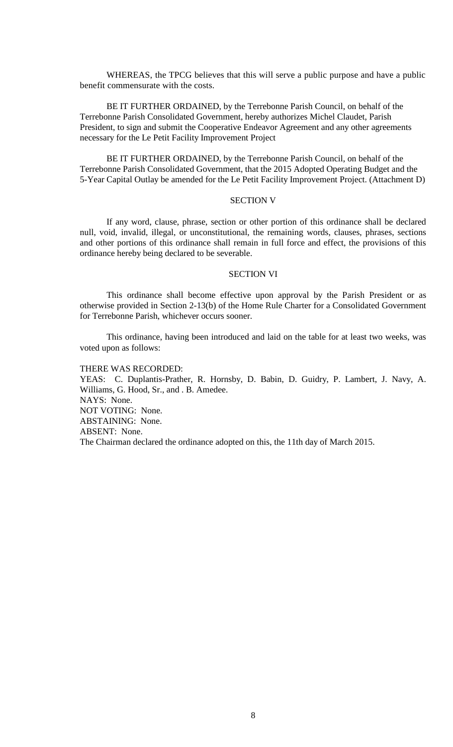WHEREAS, the TPCG believes that this will serve a public purpose and have a public benefit commensurate with the costs.

BE IT FURTHER ORDAINED, by the Terrebonne Parish Council, on behalf of the Terrebonne Parish Consolidated Government, hereby authorizes Michel Claudet, Parish President, to sign and submit the Cooperative Endeavor Agreement and any other agreements necessary for the Le Petit Facility Improvement Project

BE IT FURTHER ORDAINED, by the Terrebonne Parish Council, on behalf of the Terrebonne Parish Consolidated Government, that the 2015 Adopted Operating Budget and the 5-Year Capital Outlay be amended for the Le Petit Facility Improvement Project. (Attachment D)

SECTION V

If any word, clause, phrase, section or other portion of this ordinance shall be declared null, void, invalid, illegal, or unconstitutional, the remaining words, clauses, phrases, sections and other portions of this ordinance shall remain in full force and effect, the provisions of this ordinance hereby being declared to be severable.

SECTION VI

This ordinance shall become effective upon approval by the Parish President or as otherwise provided in Section 2-13(b) of the Home Rule Charter for a Consolidated Government for Terrebonne Parish, whichever occurs sooner.

This ordinance, having been introduced and laid on the table for at least two weeks, was voted upon as follows:

THERE WAS RECORDED:
YEAS: C. Duplantis-Prather, R. Hornsby, D. Babin, D. Guidry, P. Lambert, J. Navy, A. Williams, G. Hood, Sr., and . B. Amedee.
NAYS: None.
NOT VOTING: None.
ABSTAINING: None.
ABSENT: None.
The Chairman declared the ordinance adopted on this, the 11th day of March 2015.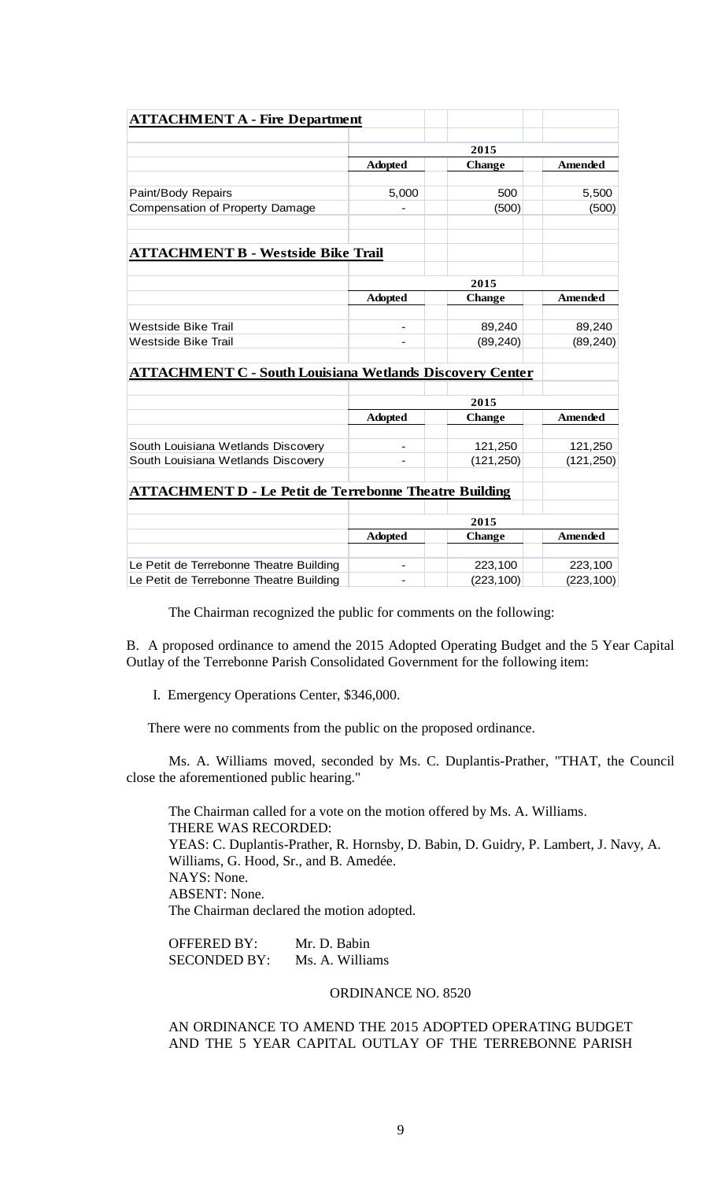**ATTACHMENT A - Fire Department**

| | 2015 | | |
|---|---|---|---|
| | **Adopted** | **Change** | **Amended** |
| Paint/Body Repairs | 5,000 | 500 | 5,500 |
| Compensation of Property Damage | - | (500) | (500) |

**ATTACHMENT B - Westside Bike Trail**

| | 2015 | | |
|---|---|---|---|
| | **Adopted** | **Change** | **Amended** |
| Westside Bike Trail | - | 89,240 | 89,240 |
| Westside Bike Trail | - | (89,240) | (89,240) |

**ATTACHMENT C - South Louisiana Wetlands Discovery Center**

| | 2015 | | |
|---|---|---|---|
| | **Adopted** | **Change** | **Amended** |
| South Louisiana Wetlands Discovery | - | 121,250 | 121,250 |
| South Louisiana Wetlands Discovery | - | (121,250) | (121,250) |

**ATTACHMENT D - Le Petit de Terrebonne Theatre Building**

| | 2015 | | |
|---|---|---|---|
| | **Adopted** | **Change** | **Amended** |
| Le Petit de Terrebonne Theatre Building | - | 223,100 | 223,100 |
| Le Petit de Terrebonne Theatre Building | - | (223,100) | (223,100) |

The Chairman recognized the public for comments on the following:

B. A proposed ordinance to amend the 2015 Adopted Operating Budget and the 5 Year Capital Outlay of the Terrebonne Parish Consolidated Government for the following item:

I. Emergency Operations Center, $346,000.

There were no comments from the public on the proposed ordinance.

Ms. A. Williams moved, seconded by Ms. C. Duplantis-Prather, "THAT, the Council close the aforementioned public hearing."

The Chairman called for a vote on the motion offered by Ms. A. Williams.
THERE WAS RECORDED:
YEAS: C. Duplantis-Prather, R. Hornsby, D. Babin, D. Guidry, P. Lambert, J. Navy, A. Williams, G. Hood, Sr., and B. Amedée.
NAYS: None.
ABSENT: None.
The Chairman declared the motion adopted.

OFFERED BY: Mr. D. Babin
SECONDED BY: Ms. A. Williams

ORDINANCE NO. 8520

AN ORDINANCE TO AMEND THE 2015 ADOPTED OPERATING BUDGET AND THE 5 YEAR CAPITAL OUTLAY OF THE TERREBONNE PARISH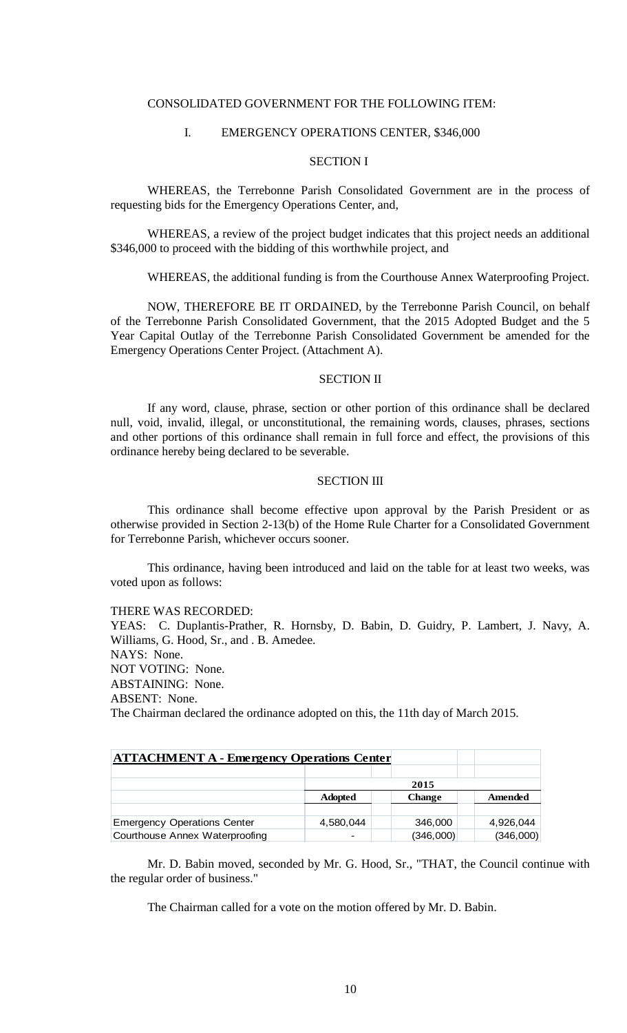CONSOLIDATED GOVERNMENT FOR THE FOLLOWING ITEM:

I. EMERGENCY OPERATIONS CENTER, $346,000

SECTION I

WHEREAS, the Terrebonne Parish Consolidated Government are in the process of requesting bids for the Emergency Operations Center, and,

WHEREAS, a review of the project budget indicates that this project needs an additional $346,000 to proceed with the bidding of this worthwhile project, and

WHEREAS, the additional funding is from the Courthouse Annex Waterproofing Project.

NOW, THEREFORE BE IT ORDAINED, by the Terrebonne Parish Council, on behalf of the Terrebonne Parish Consolidated Government, that the 2015 Adopted Budget and the 5 Year Capital Outlay of the Terrebonne Parish Consolidated Government be amended for the Emergency Operations Center Project. (Attachment A).

SECTION II

If any word, clause, phrase, section or other portion of this ordinance shall be declared null, void, invalid, illegal, or unconstitutional, the remaining words, clauses, phrases, sections and other portions of this ordinance shall remain in full force and effect, the provisions of this ordinance hereby being declared to be severable.

SECTION III

This ordinance shall become effective upon approval by the Parish President or as otherwise provided in Section 2-13(b) of the Home Rule Charter for a Consolidated Government for Terrebonne Parish, whichever occurs sooner.

This ordinance, having been introduced and laid on the table for at least two weeks, was voted upon as follows:

THERE WAS RECORDED:
YEAS: C. Duplantis-Prather, R. Hornsby, D. Babin, D. Guidry, P. Lambert, J. Navy, A. Williams, G. Hood, Sr., and . B. Amedee.
NAYS: None.
NOT VOTING: None.
ABSTAINING: None.
ABSENT: None.
The Chairman declared the ordinance adopted on this, the 11th day of March 2015.

**ATTACHMENT A - Emergency Operations Center**

| | | 2015 | |
|---|---|---|---|
| | **Adopted** | **Change** | **Amended** |
| Emergency Operations Center | 4,580,044 | 346,000 | 4,926,044 |
| Courthouse Annex Waterproofing | - | (346,000) | (346,000) |

Mr. D. Babin moved, seconded by Mr. G. Hood, Sr., "THAT, the Council continue with the regular order of business."

The Chairman called for a vote on the motion offered by Mr. D. Babin.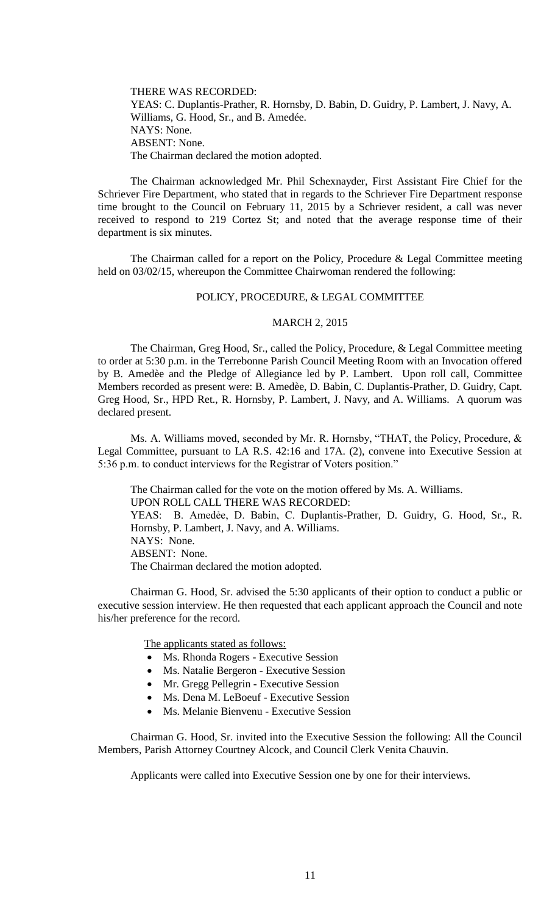THERE WAS RECORDED:
YEAS: C. Duplantis-Prather, R. Hornsby, D. Babin, D. Guidry, P. Lambert, J. Navy, A. Williams, G. Hood, Sr., and B. Amedée.
NAYS: None.
ABSENT: None.
The Chairman declared the motion adopted.

The Chairman acknowledged Mr. Phil Schexnayder, First Assistant Fire Chief for the Schriever Fire Department, who stated that in regards to the Schriever Fire Department response time brought to the Council on February 11, 2015 by a Schriever resident, a call was never received to respond to 219 Cortez St; and noted that the average response time of their department is six minutes.

The Chairman called for a report on the Policy, Procedure & Legal Committee meeting held on 03/02/15, whereupon the Committee Chairwoman rendered the following:

POLICY, PROCEDURE, & LEGAL COMMITTEE

MARCH 2, 2015

The Chairman, Greg Hood, Sr., called the Policy, Procedure, & Legal Committee meeting to order at 5:30 p.m. in the Terrebonne Parish Council Meeting Room with an Invocation offered by B. Amedèe and the Pledge of Allegiance led by P. Lambert. Upon roll call, Committee Members recorded as present were: B. Amedèe, D. Babin, C. Duplantis-Prather, D. Guidry, Capt. Greg Hood, Sr., HPD Ret., R. Hornsby, P. Lambert, J. Navy, and A. Williams. A quorum was declared present.

Ms. A. Williams moved, seconded by Mr. R. Hornsby, "THAT, the Policy, Procedure, & Legal Committee, pursuant to LA R.S. 42:16 and 17A. (2), convene into Executive Session at 5:36 p.m. to conduct interviews for the Registrar of Voters position."

The Chairman called for the vote on the motion offered by Ms. A. Williams.
UPON ROLL CALL THERE WAS RECORDED:
YEAS: B. Amedѐe, D. Babin, C. Duplantis-Prather, D. Guidry, G. Hood, Sr., R. Hornsby, P. Lambert, J. Navy, and A. Williams.
NAYS: None.
ABSENT: None.
The Chairman declared the motion adopted.

Chairman G. Hood, Sr. advised the 5:30 applicants of their option to conduct a public or executive session interview. He then requested that each applicant approach the Council and note his/her preference for the record.

The applicants stated as follows:

- Ms. Rhonda Rogers - Executive Session
- Ms. Natalie Bergeron - Executive Session
- Mr. Gregg Pellegrin - Executive Session
- Ms. Dena M. LeBoeuf - Executive Session
- Ms. Melanie Bienvenu - Executive Session

Chairman G. Hood, Sr. invited into the Executive Session the following: All the Council Members, Parish Attorney Courtney Alcock, and Council Clerk Venita Chauvin.

Applicants were called into Executive Session one by one for their interviews.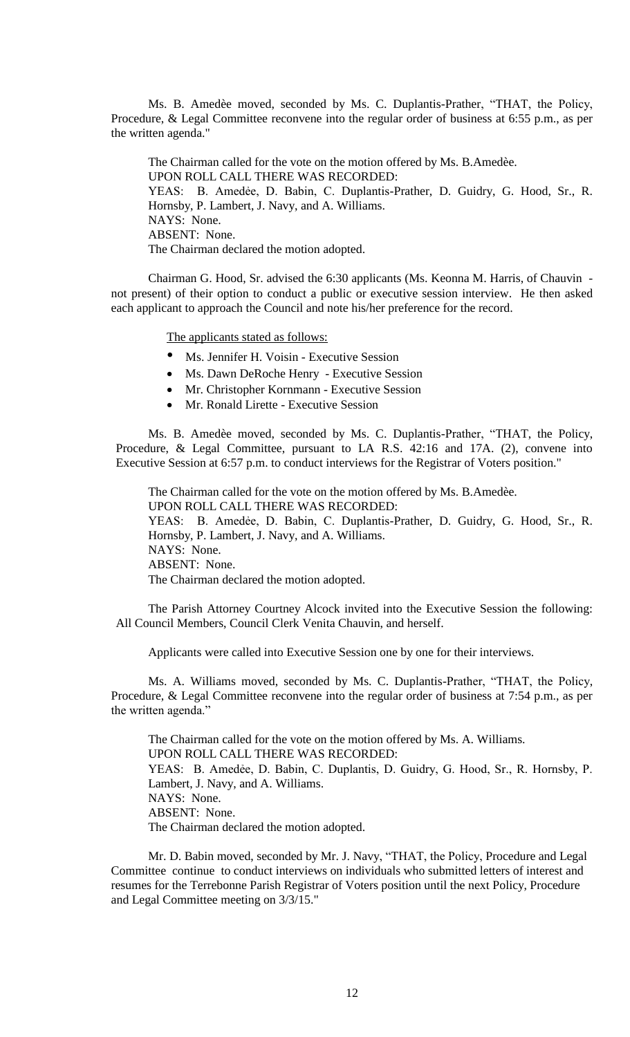Ms. B. Amedèe moved, seconded by Ms. C. Duplantis-Prather, "THAT, the Policy, Procedure, & Legal Committee reconvene into the regular order of business at 6:55 p.m., as per the written agenda."

The Chairman called for the vote on the motion offered by Ms. B.Amedèe.
UPON ROLL CALL THERE WAS RECORDED:
YEAS: B. Amedèe, D. Babin, C. Duplantis-Prather, D. Guidry, G. Hood, Sr., R. Hornsby, P. Lambert, J. Navy, and A. Williams.
NAYS: None.
ABSENT: None.
The Chairman declared the motion adopted.

Chairman G. Hood, Sr. advised the 6:30 applicants (Ms. Keonna M. Harris, of Chauvin - not present) of their option to conduct a public or executive session interview. He then asked each applicant to approach the Council and note his/her preference for the record.

The applicants stated as follows:

- Ms. Jennifer H. Voisin - Executive Session
- Ms. Dawn DeRoche Henry - Executive Session
- Mr. Christopher Kornmann - Executive Session
- Mr. Ronald Lirette - Executive Session

Ms. B. Amedèe moved, seconded by Ms. C. Duplantis-Prather, "THAT, the Policy, Procedure, & Legal Committee, pursuant to LA R.S. 42:16 and 17A. (2), convene into Executive Session at 6:57 p.m. to conduct interviews for the Registrar of Voters position."

The Chairman called for the vote on the motion offered by Ms. B.Amedèe.
UPON ROLL CALL THERE WAS RECORDED:
YEAS: B. Amedèe, D. Babin, C. Duplantis-Prather, D. Guidry, G. Hood, Sr., R. Hornsby, P. Lambert, J. Navy, and A. Williams.
NAYS: None.
ABSENT: None.
The Chairman declared the motion adopted.

The Parish Attorney Courtney Alcock invited into the Executive Session the following: All Council Members, Council Clerk Venita Chauvin, and herself.

Applicants were called into Executive Session one by one for their interviews.

Ms. A. Williams moved, seconded by Ms. C. Duplantis-Prather, "THAT, the Policy, Procedure, & Legal Committee reconvene into the regular order of business at 7:54 p.m., as per the written agenda."

The Chairman called for the vote on the motion offered by Ms. A. Williams.
UPON ROLL CALL THERE WAS RECORDED:
YEAS: B. Amedèe, D. Babin, C. Duplantis, D. Guidry, G. Hood, Sr., R. Hornsby, P. Lambert, J. Navy, and A. Williams.
NAYS: None.
ABSENT: None.
The Chairman declared the motion adopted.

Mr. D. Babin moved, seconded by Mr. J. Navy, "THAT, the Policy, Procedure and Legal Committee continue to conduct interviews on individuals who submitted letters of interest and resumes for the Terrebonne Parish Registrar of Voters position until the next Policy, Procedure and Legal Committee meeting on 3/3/15."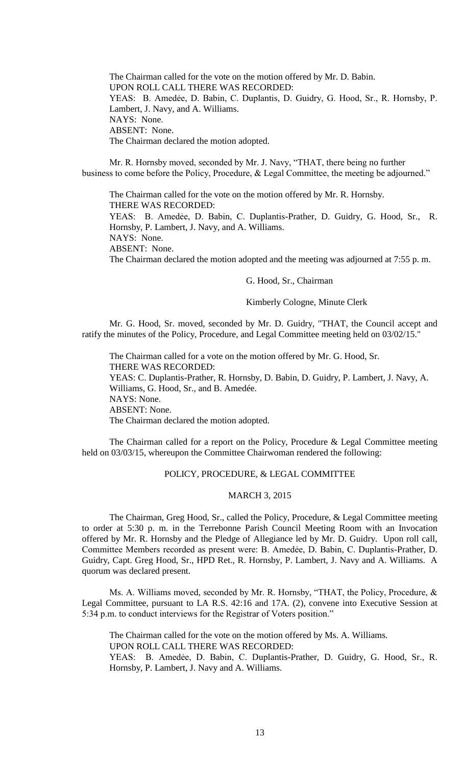The Chairman called for the vote on the motion offered by Mr. D. Babin.
UPON ROLL CALL THERE WAS RECORDED:
YEAS: B. Amedėe, D. Babin, C. Duplantis, D. Guidry, G. Hood, Sr., R. Hornsby, P. Lambert, J. Navy, and A. Williams.
NAYS: None.
ABSENT: None.
The Chairman declared the motion adopted.

Mr. R. Hornsby moved, seconded by Mr. J. Navy, "THAT, there being no further business to come before the Policy, Procedure, & Legal Committee, the meeting be adjourned."

The Chairman called for the vote on the motion offered by Mr. R. Hornsby.
THERE WAS RECORDED:
YEAS: B. Amedėe, D. Babin, C. Duplantis-Prather, D. Guidry, G. Hood, Sr., R. Hornsby, P. Lambert, J. Navy, and A. Williams.
NAYS: None.
ABSENT: None.
The Chairman declared the motion adopted and the meeting was adjourned at 7:55 p. m.

G. Hood, Sr., Chairman

Kimberly Cologne, Minute Clerk

Mr. G. Hood, Sr. moved, seconded by Mr. D. Guidry, "THAT, the Council accept and ratify the minutes of the Policy, Procedure, and Legal Committee meeting held on 03/02/15."

The Chairman called for a vote on the motion offered by Mr. G. Hood, Sr.
THERE WAS RECORDED:
YEAS: C. Duplantis-Prather, R. Hornsby, D. Babin, D. Guidry, P. Lambert, J. Navy, A. Williams, G. Hood, Sr., and B. Amedée.
NAYS: None.
ABSENT: None.
The Chairman declared the motion adopted.

The Chairman called for a report on the Policy, Procedure & Legal Committee meeting held on 03/03/15, whereupon the Committee Chairwoman rendered the following:

## POLICY, PROCEDURE, & LEGAL COMMITTEE

## MARCH 3, 2015

The Chairman, Greg Hood, Sr., called the Policy, Procedure, & Legal Committee meeting to order at 5:30 p. m. in the Terrebonne Parish Council Meeting Room with an Invocation offered by Mr. R. Hornsby and the Pledge of Allegiance led by Mr. D. Guidry. Upon roll call, Committee Members recorded as present were: B. Amedėe, D. Babin, C. Duplantis-Prather, D. Guidry, Capt. Greg Hood, Sr., HPD Ret., R. Hornsby, P. Lambert, J. Navy and A. Williams. A quorum was declared present.

Ms. A. Williams moved, seconded by Mr. R. Hornsby, "THAT, the Policy, Procedure, & Legal Committee, pursuant to LA R.S. 42:16 and 17A. (2), convene into Executive Session at 5:34 p.m. to conduct interviews for the Registrar of Voters position."

The Chairman called for the vote on the motion offered by Ms. A. Williams.
UPON ROLL CALL THERE WAS RECORDED:
YEAS: B. Amedėe, D. Babin, C. Duplantis-Prather, D. Guidry, G. Hood, Sr., R. Hornsby, P. Lambert, J. Navy and A. Williams.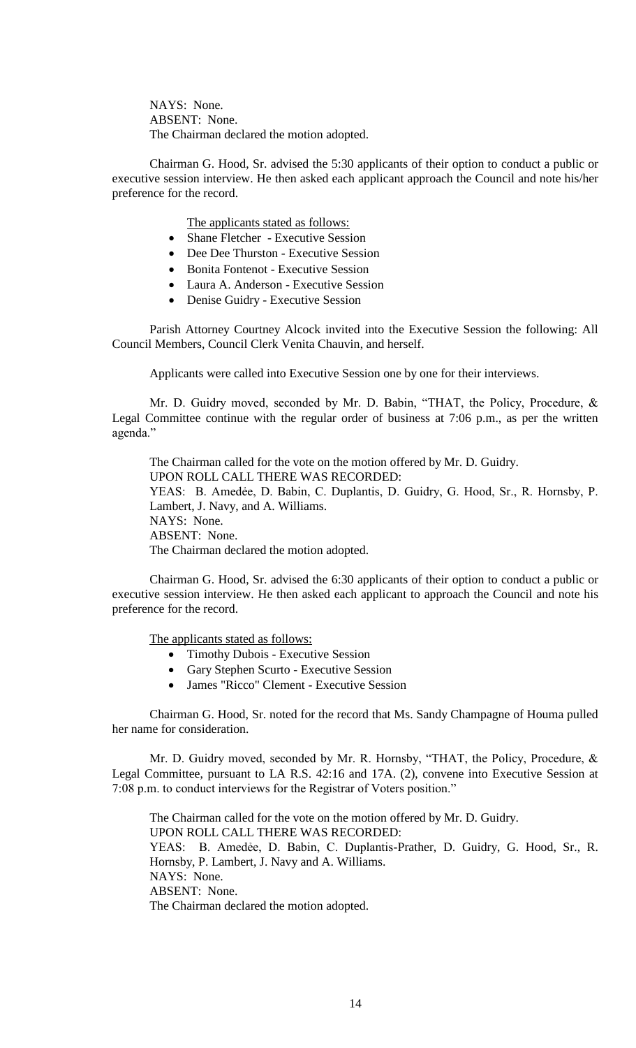NAYS: None.
ABSENT: None.
The Chairman declared the motion adopted.

Chairman G. Hood, Sr. advised the 5:30 applicants of their option to conduct a public or executive session interview. He then asked each applicant approach the Council and note his/her preference for the record.

The applicants stated as follows:

- Shane Fletcher - Executive Session
- Dee Dee Thurston - Executive Session
- Bonita Fontenot - Executive Session
- Laura A. Anderson - Executive Session
- Denise Guidry - Executive Session

Parish Attorney Courtney Alcock invited into the Executive Session the following: All Council Members, Council Clerk Venita Chauvin, and herself.

Applicants were called into Executive Session one by one for their interviews.

Mr. D. Guidry moved, seconded by Mr. D. Babin, "THAT, the Policy, Procedure, & Legal Committee continue with the regular order of business at 7:06 p.m., as per the written agenda."

The Chairman called for the vote on the motion offered by Mr. D. Guidry.
UPON ROLL CALL THERE WAS RECORDED:
YEAS: B. Amedée, D. Babin, C. Duplantis, D. Guidry, G. Hood, Sr., R. Hornsby, P. Lambert, J. Navy, and A. Williams.
NAYS: None.
ABSENT: None.
The Chairman declared the motion adopted.

Chairman G. Hood, Sr. advised the 6:30 applicants of their option to conduct a public or executive session interview. He then asked each applicant to approach the Council and note his preference for the record.

The applicants stated as follows:

- Timothy Dubois - Executive Session
- Gary Stephen Scurto - Executive Session
- James "Ricco" Clement - Executive Session

Chairman G. Hood, Sr. noted for the record that Ms. Sandy Champagne of Houma pulled her name for consideration.

Mr. D. Guidry moved, seconded by Mr. R. Hornsby, "THAT, the Policy, Procedure, & Legal Committee, pursuant to LA R.S. 42:16 and 17A. (2), convene into Executive Session at 7:08 p.m. to conduct interviews for the Registrar of Voters position."

The Chairman called for the vote on the motion offered by Mr. D. Guidry.
UPON ROLL CALL THERE WAS RECORDED:
YEAS: B. Amedée, D. Babin, C. Duplantis-Prather, D. Guidry, G. Hood, Sr., R. Hornsby, P. Lambert, J. Navy and A. Williams.
NAYS: None.
ABSENT: None.
The Chairman declared the motion adopted.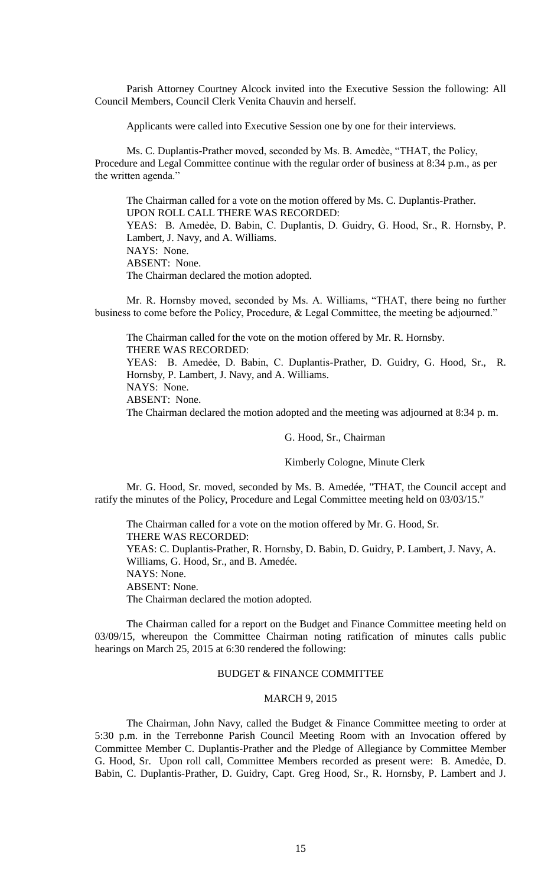Parish Attorney Courtney Alcock invited into the Executive Session the following: All Council Members, Council Clerk Venita Chauvin and herself.

Applicants were called into Executive Session one by one for their interviews.

Ms. C. Duplantis-Prather moved, seconded by Ms. B. Amedèe, "THAT, the Policy, Procedure and Legal Committee continue with the regular order of business at 8:34 p.m., as per the written agenda."

The Chairman called for a vote on the motion offered by Ms. C. Duplantis-Prather.
UPON ROLL CALL THERE WAS RECORDED:
YEAS: B. Amedẻe, D. Babin, C. Duplantis, D. Guidry, G. Hood, Sr., R. Hornsby, P. Lambert, J. Navy, and A. Williams.
NAYS: None.
ABSENT: None.
The Chairman declared the motion adopted.

Mr. R. Hornsby moved, seconded by Ms. A. Williams, "THAT, there being no further business to come before the Policy, Procedure, & Legal Committee, the meeting be adjourned."

The Chairman called for the vote on the motion offered by Mr. R. Hornsby.
THERE WAS RECORDED:
YEAS: B. Amedẻe, D. Babin, C. Duplantis-Prather, D. Guidry, G. Hood, Sr., R. Hornsby, P. Lambert, J. Navy, and A. Williams.
NAYS: None.
ABSENT: None.
The Chairman declared the motion adopted and the meeting was adjourned at 8:34 p. m.

G. Hood, Sr., Chairman

Kimberly Cologne, Minute Clerk

Mr. G. Hood, Sr. moved, seconded by Ms. B. Amedée, "THAT, the Council accept and ratify the minutes of the Policy, Procedure and Legal Committee meeting held on 03/03/15."

The Chairman called for a vote on the motion offered by Mr. G. Hood, Sr.
THERE WAS RECORDED:
YEAS: C. Duplantis-Prather, R. Hornsby, D. Babin, D. Guidry, P. Lambert, J. Navy, A. Williams, G. Hood, Sr., and B. Amedée.
NAYS: None.
ABSENT: None.
The Chairman declared the motion adopted.

The Chairman called for a report on the Budget and Finance Committee meeting held on 03/09/15, whereupon the Committee Chairman noting ratification of minutes calls public hearings on March 25, 2015 at 6:30 rendered the following:

## BUDGET & FINANCE COMMITTEE

### MARCH 9, 2015

The Chairman, John Navy, called the Budget & Finance Committee meeting to order at 5:30 p.m. in the Terrebonne Parish Council Meeting Room with an Invocation offered by Committee Member C. Duplantis-Prather and the Pledge of Allegiance by Committee Member G. Hood, Sr. Upon roll call, Committee Members recorded as present were: B. Amedẻe, D. Babin, C. Duplantis-Prather, D. Guidry, Capt. Greg Hood, Sr., R. Hornsby, P. Lambert and J.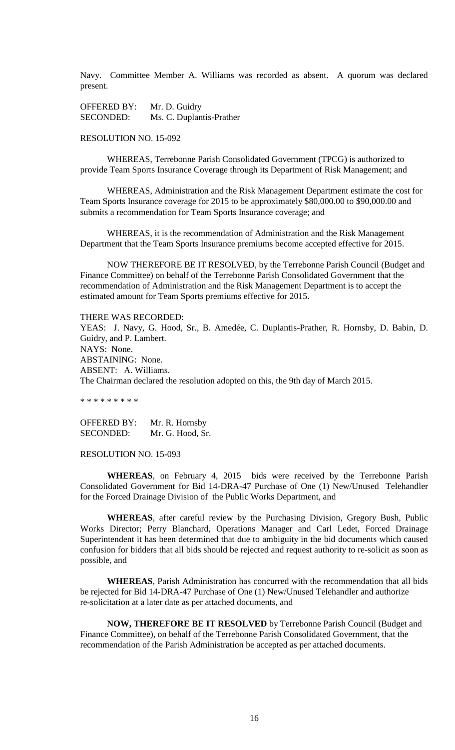Navy. Committee Member A. Williams was recorded as absent. A quorum was declared present.

OFFERED BY: Mr. D. Guidry
SECONDED: Ms. C. Duplantis-Prather

RESOLUTION NO. 15-092

WHEREAS, Terrebonne Parish Consolidated Government (TPCG) is authorized to provide Team Sports Insurance Coverage through its Department of Risk Management; and

WHEREAS, Administration and the Risk Management Department estimate the cost for Team Sports Insurance coverage for 2015 to be approximately $80,000.00 to $90,000.00 and submits a recommendation for Team Sports Insurance coverage; and

WHEREAS, it is the recommendation of Administration and the Risk Management Department that the Team Sports Insurance premiums become accepted effective for 2015.

NOW THEREFORE BE IT RESOLVED, by the Terrebonne Parish Council (Budget and Finance Committee) on behalf of the Terrebonne Parish Consolidated Government that the recommendation of Administration and the Risk Management Department is to accept the estimated amount for Team Sports premiums effective for 2015.

THERE WAS RECORDED:
YEAS: J. Navy, G. Hood, Sr., B. Amedée, C. Duplantis-Prather, R. Hornsby, D. Babin, D. Guidry, and P. Lambert.
NAYS: None.
ABSTAINING: None.
ABSENT: A. Williams.
The Chairman declared the resolution adopted on this, the 9th day of March 2015.

\* \* \* \* \* \* \* \* \*

OFFERED BY: Mr. R. Hornsby
SECONDED: Mr. G. Hood, Sr.

RESOLUTION NO. 15-093

**WHEREAS**, on February 4, 2015 bids were received by the Terrebonne Parish Consolidated Government for Bid 14-DRA-47 Purchase of One (1) New/Unused Telehandler for the Forced Drainage Division of the Public Works Department, and

**WHEREAS**, after careful review by the Purchasing Division, Gregory Bush, Public Works Director; Perry Blanchard, Operations Manager and Carl Ledet, Forced Drainage Superintendent it has been determined that due to ambiguity in the bid documents which caused confusion for bidders that all bids should be rejected and request authority to re-solicit as soon as possible, and

**WHEREAS**, Parish Administration has concurred with the recommendation that all bids be rejected for Bid 14-DRA-47 Purchase of One (1) New/Unused Telehandler and authorize re-solicitation at a later date as per attached documents, and

**NOW, THEREFORE BE IT RESOLVED** by Terrebonne Parish Council (Budget and Finance Committee), on behalf of the Terrebonne Parish Consolidated Government, that the recommendation of the Parish Administration be accepted as per attached documents.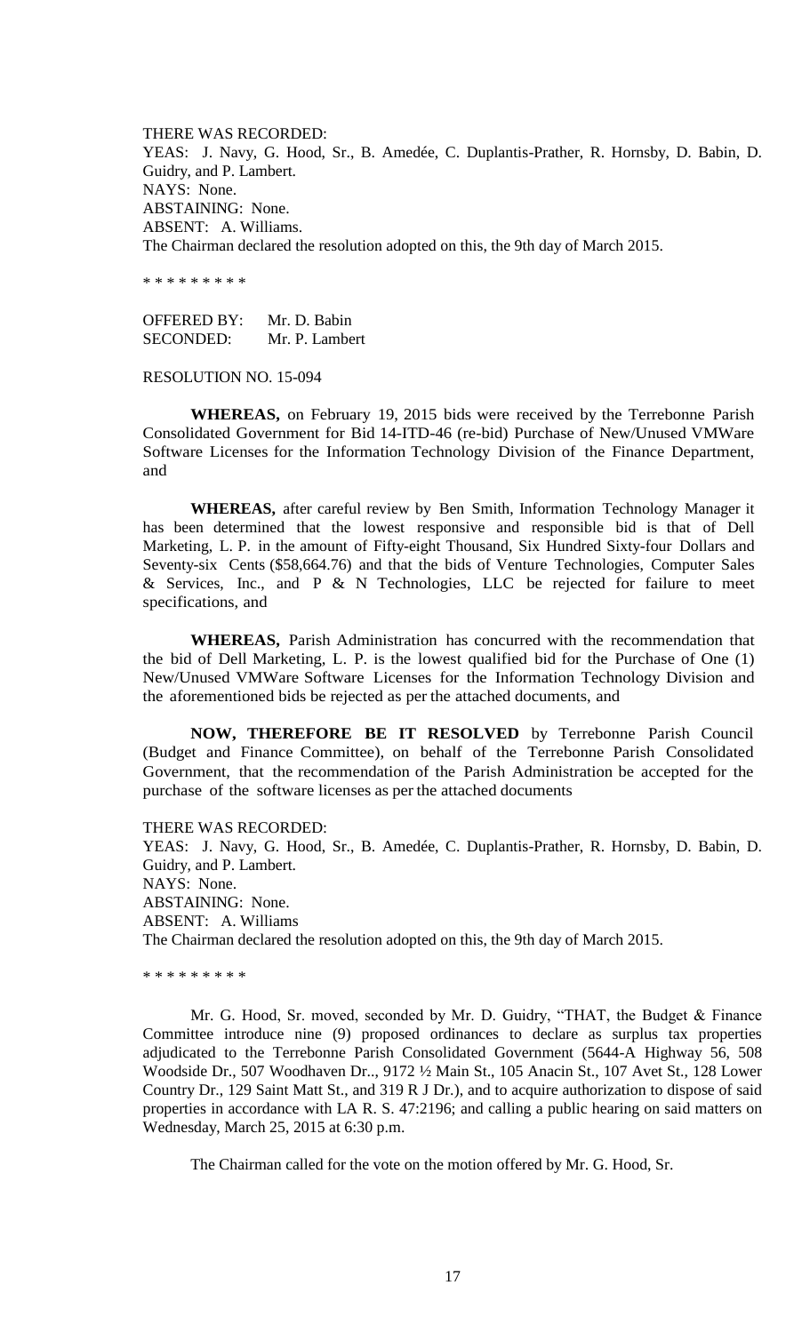THERE WAS RECORDED:
YEAS: J. Navy, G. Hood, Sr., B. Amedée, C. Duplantis-Prather, R. Hornsby, D. Babin, D. Guidry, and P. Lambert.
NAYS: None.
ABSTAINING: None.
ABSENT: A. Williams.
The Chairman declared the resolution adopted on this, the 9th day of March 2015.

\* \* \* \* \* \* \* \* \*

OFFERED BY: Mr. D. Babin
SECONDED: Mr. P. Lambert

RESOLUTION NO. 15-094

**WHEREAS,** on February 19, 2015 bids were received by the Terrebonne Parish Consolidated Government for Bid 14-ITD-46 (re-bid) Purchase of New/Unused VMWare Software Licenses for the Information Technology Division of the Finance Department, and

**WHEREAS,** after careful review by Ben Smith, Information Technology Manager it has been determined that the lowest responsive and responsible bid is that of Dell Marketing, L. P. in the amount of Fifty-eight Thousand, Six Hundred Sixty-four Dollars and Seventy-six Cents ($58,664.76) and that the bids of Venture Technologies, Computer Sales & Services, Inc., and P & N Technologies, LLC be rejected for failure to meet specifications, and

**WHEREAS,** Parish Administration has concurred with the recommendation that the bid of Dell Marketing, L. P. is the lowest qualified bid for the Purchase of One (1) New/Unused VMWare Software Licenses for the Information Technology Division and the aforementioned bids be rejected as per the attached documents, and

**NOW, THEREFORE BE IT RESOLVED** by Terrebonne Parish Council (Budget and Finance Committee), on behalf of the Terrebonne Parish Consolidated Government, that the recommendation of the Parish Administration be accepted for the purchase of the software licenses as per the attached documents

THERE WAS RECORDED:
YEAS: J. Navy, G. Hood, Sr., B. Amedée, C. Duplantis-Prather, R. Hornsby, D. Babin, D. Guidry, and P. Lambert.
NAYS: None.
ABSTAINING: None.
ABSENT: A. Williams
The Chairman declared the resolution adopted on this, the 9th day of March 2015.

\* \* \* \* \* \* \* \* \*

Mr. G. Hood, Sr. moved, seconded by Mr. D. Guidry, "THAT, the Budget & Finance Committee introduce nine (9) proposed ordinances to declare as surplus tax properties adjudicated to the Terrebonne Parish Consolidated Government (5644-A Highway 56, 508 Woodside Dr., 507 Woodhaven Dr.., 9172 ½ Main St., 105 Anacin St., 107 Avet St., 128 Lower Country Dr., 129 Saint Matt St., and 319 R J Dr.), and to acquire authorization to dispose of said properties in accordance with LA R. S. 47:2196; and calling a public hearing on said matters on Wednesday, March 25, 2015 at 6:30 p.m.

The Chairman called for the vote on the motion offered by Mr. G. Hood, Sr.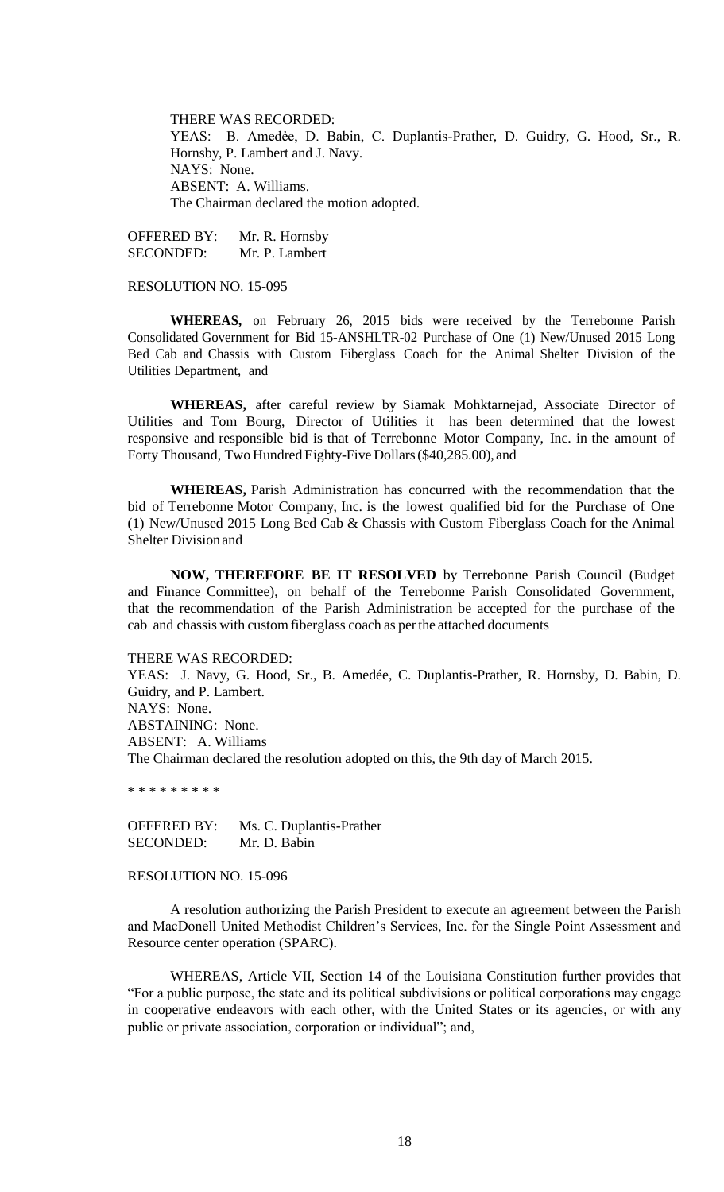THERE WAS RECORDED:
YEAS: B. Amedèe, D. Babin, C. Duplantis-Prather, D. Guidry, G. Hood, Sr., R. Hornsby, P. Lambert and J. Navy.
NAYS: None.
ABSENT: A. Williams.
The Chairman declared the motion adopted.

OFFERED BY: Mr. R. Hornsby
SECONDED: Mr. P. Lambert

RESOLUTION NO. 15-095

**WHEREAS,** on February 26, 2015 bids were received by the Terrebonne Parish Consolidated Government for Bid 15-ANSHLTR-02 Purchase of One (1) New/Unused 2015 Long Bed Cab and Chassis with Custom Fiberglass Coach for the Animal Shelter Division of the Utilities Department, and

**WHEREAS,** after careful review by Siamak Mohktarnejad, Associate Director of Utilities and Tom Bourg, Director of Utilities it has been determined that the lowest responsive and responsible bid is that of Terrebonne Motor Company, Inc. in the amount of Forty Thousand, Two Hundred Eighty-Five Dollars ($40,285.00), and

**WHEREAS,** Parish Administration has concurred with the recommendation that the bid of Terrebonne Motor Company, Inc. is the lowest qualified bid for the Purchase of One (1) New/Unused 2015 Long Bed Cab & Chassis with Custom Fiberglass Coach for the Animal Shelter Division and

**NOW, THEREFORE BE IT RESOLVED** by Terrebonne Parish Council (Budget and Finance Committee), on behalf of the Terrebonne Parish Consolidated Government, that the recommendation of the Parish Administration be accepted for the purchase of the cab and chassis with custom fiberglass coach as per the attached documents

THERE WAS RECORDED:
YEAS: J. Navy, G. Hood, Sr., B. Amedée, C. Duplantis-Prather, R. Hornsby, D. Babin, D. Guidry, and P. Lambert.
NAYS: None.
ABSTAINING: None.
ABSENT: A. Williams
The Chairman declared the resolution adopted on this, the 9th day of March 2015.

* * * * * * * * *

OFFERED BY: Ms. C. Duplantis-Prather
SECONDED: Mr. D. Babin

RESOLUTION NO. 15-096

A resolution authorizing the Parish President to execute an agreement between the Parish and MacDonell United Methodist Children's Services, Inc. for the Single Point Assessment and Resource center operation (SPARC).

WHEREAS, Article VII, Section 14 of the Louisiana Constitution further provides that "For a public purpose, the state and its political subdivisions or political corporations may engage in cooperative endeavors with each other, with the United States or its agencies, or with any public or private association, corporation or individual"; and,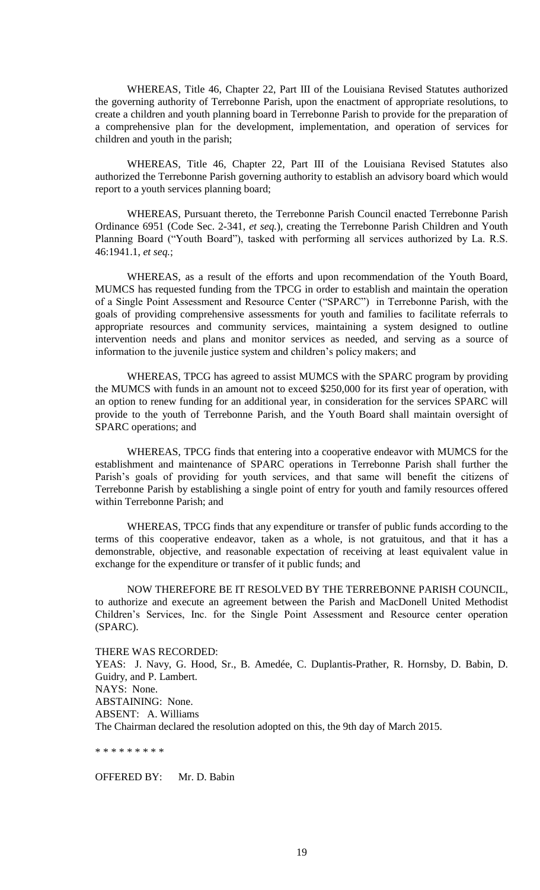WHEREAS, Title 46, Chapter 22, Part III of the Louisiana Revised Statutes authorized the governing authority of Terrebonne Parish, upon the enactment of appropriate resolutions, to create a children and youth planning board in Terrebonne Parish to provide for the preparation of a comprehensive plan for the development, implementation, and operation of services for children and youth in the parish;

WHEREAS, Title 46, Chapter 22, Part III of the Louisiana Revised Statutes also authorized the Terrebonne Parish governing authority to establish an advisory board which would report to a youth services planning board;

WHEREAS, Pursuant thereto, the Terrebonne Parish Council enacted Terrebonne Parish Ordinance 6951 (Code Sec. 2-341, *et seq.*), creating the Terrebonne Parish Children and Youth Planning Board ("Youth Board"), tasked with performing all services authorized by La. R.S. 46:1941.1, *et seq.*;

WHEREAS, as a result of the efforts and upon recommendation of the Youth Board, MUMCS has requested funding from the TPCG in order to establish and maintain the operation of a Single Point Assessment and Resource Center ("SPARC") in Terrebonne Parish, with the goals of providing comprehensive assessments for youth and families to facilitate referrals to appropriate resources and community services, maintaining a system designed to outline intervention needs and plans and monitor services as needed, and serving as a source of information to the juvenile justice system and children's policy makers; and

WHEREAS, TPCG has agreed to assist MUMCS with the SPARC program by providing the MUMCS with funds in an amount not to exceed $250,000 for its first year of operation, with an option to renew funding for an additional year, in consideration for the services SPARC will provide to the youth of Terrebonne Parish, and the Youth Board shall maintain oversight of SPARC operations; and

WHEREAS, TPCG finds that entering into a cooperative endeavor with MUMCS for the establishment and maintenance of SPARC operations in Terrebonne Parish shall further the Parish's goals of providing for youth services, and that same will benefit the citizens of Terrebonne Parish by establishing a single point of entry for youth and family resources offered within Terrebonne Parish; and

WHEREAS, TPCG finds that any expenditure or transfer of public funds according to the terms of this cooperative endeavor, taken as a whole, is not gratuitous, and that it has a demonstrable, objective, and reasonable expectation of receiving at least equivalent value in exchange for the expenditure or transfer of it public funds; and

NOW THEREFORE BE IT RESOLVED BY THE TERREBONNE PARISH COUNCIL, to authorize and execute an agreement between the Parish and MacDonell United Methodist Children's Services, Inc. for the Single Point Assessment and Resource center operation (SPARC).

THERE WAS RECORDED:
YEAS: J. Navy, G. Hood, Sr., B. Amedée, C. Duplantis-Prather, R. Hornsby, D. Babin, D. Guidry, and P. Lambert.
NAYS: None.
ABSTAINING: None.
ABSENT: A. Williams
The Chairman declared the resolution adopted on this, the 9th day of March 2015.

\* \* \* \* \* \* \* \* \*

OFFERED BY: Mr. D. Babin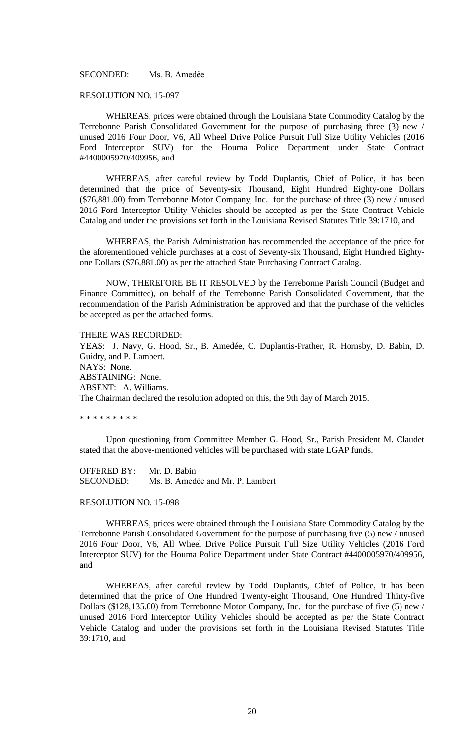SECONDED: Ms. B. Amedée

RESOLUTION NO. 15-097

WHEREAS, prices were obtained through the Louisiana State Commodity Catalog by the Terrebonne Parish Consolidated Government for the purpose of purchasing three (3) new / unused 2016 Four Door, V6, All Wheel Drive Police Pursuit Full Size Utility Vehicles (2016 Ford Interceptor SUV) for the Houma Police Department under State Contract #4400005970/409956, and

WHEREAS, after careful review by Todd Duplantis, Chief of Police, it has been determined that the price of Seventy-six Thousand, Eight Hundred Eighty-one Dollars ($76,881.00) from Terrebonne Motor Company, Inc. for the purchase of three (3) new / unused 2016 Ford Interceptor Utility Vehicles should be accepted as per the State Contract Vehicle Catalog and under the provisions set forth in the Louisiana Revised Statutes Title 39:1710, and

WHEREAS, the Parish Administration has recommended the acceptance of the price for the aforementioned vehicle purchases at a cost of Seventy-six Thousand, Eight Hundred Eighty-one Dollars ($76,881.00) as per the attached State Purchasing Contract Catalog.

NOW, THEREFORE BE IT RESOLVED by the Terrebonne Parish Council (Budget and Finance Committee), on behalf of the Terrebonne Parish Consolidated Government, that the recommendation of the Parish Administration be approved and that the purchase of the vehicles be accepted as per the attached forms.

THERE WAS RECORDED:
YEAS: J. Navy, G. Hood, Sr., B. Amedée, C. Duplantis-Prather, R. Hornsby, D. Babin, D. Guidry, and P. Lambert.
NAYS: None.
ABSTAINING: None.
ABSENT: A. Williams.
The Chairman declared the resolution adopted on this, the 9th day of March 2015.

* * * * * * * * *

Upon questioning from Committee Member G. Hood, Sr., Parish President M. Claudet stated that the above-mentioned vehicles will be purchased with state LGAP funds.

OFFERED BY: Mr. D. Babin
SECONDED: Ms. B. Amedée and Mr. P. Lambert

RESOLUTION NO. 15-098

WHEREAS, prices were obtained through the Louisiana State Commodity Catalog by the Terrebonne Parish Consolidated Government for the purpose of purchasing five (5) new / unused 2016 Four Door, V6, All Wheel Drive Police Pursuit Full Size Utility Vehicles (2016 Ford Interceptor SUV) for the Houma Police Department under State Contract #4400005970/409956, and

WHEREAS, after careful review by Todd Duplantis, Chief of Police, it has been determined that the price of One Hundred Twenty-eight Thousand, One Hundred Thirty-five Dollars ($128,135.00) from Terrebonne Motor Company, Inc. for the purchase of five (5) new / unused 2016 Ford Interceptor Utility Vehicles should be accepted as per the State Contract Vehicle Catalog and under the provisions set forth in the Louisiana Revised Statutes Title 39:1710, and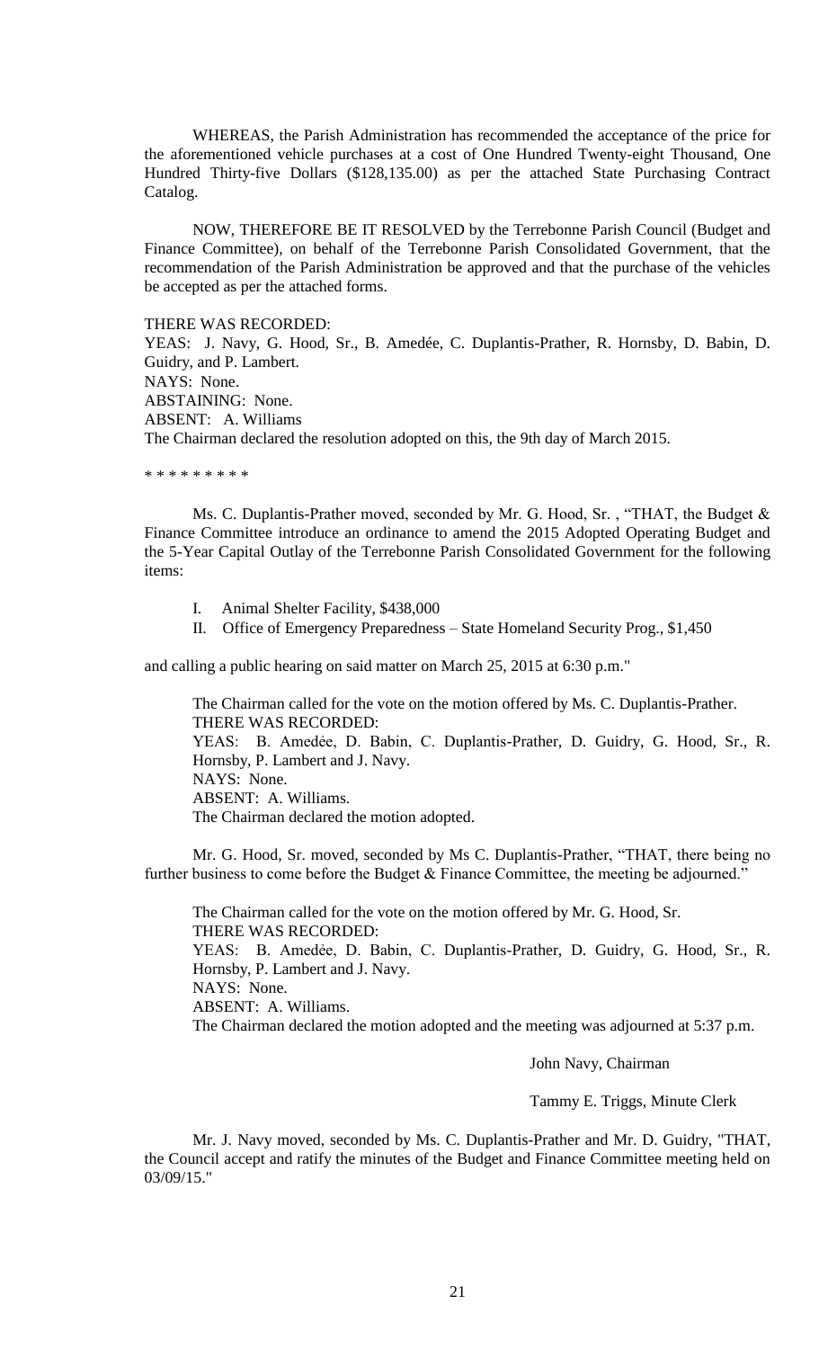WHEREAS, the Parish Administration has recommended the acceptance of the price for the aforementioned vehicle purchases at a cost of One Hundred Twenty-eight Thousand, One Hundred Thirty-five Dollars ($128,135.00) as per the attached State Purchasing Contract Catalog.

NOW, THEREFORE BE IT RESOLVED by the Terrebonne Parish Council (Budget and Finance Committee), on behalf of the Terrebonne Parish Consolidated Government, that the recommendation of the Parish Administration be approved and that the purchase of the vehicles be accepted as per the attached forms.

THERE WAS RECORDED:
YEAS: J. Navy, G. Hood, Sr., B. Amedée, C. Duplantis-Prather, R. Hornsby, D. Babin, D. Guidry, and P. Lambert.
NAYS: None.
ABSTAINING: None.
ABSENT: A. Williams
The Chairman declared the resolution adopted on this, the 9th day of March 2015.

\* \* \* \* \* \* \* \* \*

Ms. C. Duplantis-Prather moved, seconded by Mr. G. Hood, Sr. , "THAT, the Budget & Finance Committee introduce an ordinance to amend the 2015 Adopted Operating Budget and the 5-Year Capital Outlay of the Terrebonne Parish Consolidated Government for the following items:

I. Animal Shelter Facility, $438,000
II. Office of Emergency Preparedness – State Homeland Security Prog., $1,450

and calling a public hearing on said matter on March 25, 2015 at 6:30 p.m."

The Chairman called for the vote on the motion offered by Ms. C. Duplantis-Prather.
THERE WAS RECORDED:
YEAS: B. Amedėe, D. Babin, C. Duplantis-Prather, D. Guidry, G. Hood, Sr., R. Hornsby, P. Lambert and J. Navy.
NAYS: None.
ABSENT: A. Williams.
The Chairman declared the motion adopted.

Mr. G. Hood, Sr. moved, seconded by Ms C. Duplantis-Prather, "THAT, there being no further business to come before the Budget & Finance Committee, the meeting be adjourned."

The Chairman called for the vote on the motion offered by Mr. G. Hood, Sr.
THERE WAS RECORDED:
YEAS: B. Amedėe, D. Babin, C. Duplantis-Prather, D. Guidry, G. Hood, Sr., R. Hornsby, P. Lambert and J. Navy.
NAYS: None.
ABSENT: A. Williams.
The Chairman declared the motion adopted and the meeting was adjourned at 5:37 p.m.

John Navy, Chairman

Tammy E. Triggs, Minute Clerk

Mr. J. Navy moved, seconded by Ms. C. Duplantis-Prather and Mr. D. Guidry, "THAT, the Council accept and ratify the minutes of the Budget and Finance Committee meeting held on 03/09/15."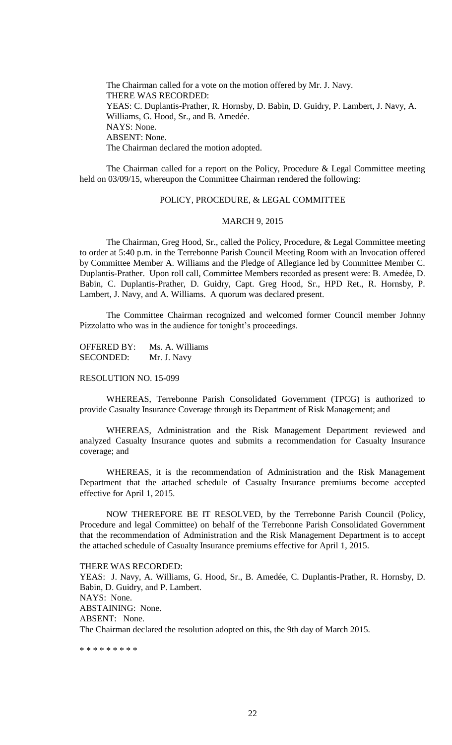The Chairman called for a vote on the motion offered by Mr. J. Navy.
THERE WAS RECORDED:
YEAS: C. Duplantis-Prather, R. Hornsby, D. Babin, D. Guidry, P. Lambert, J. Navy, A. Williams, G. Hood, Sr., and B. Amedée.
NAYS: None.
ABSENT: None.
The Chairman declared the motion adopted.

The Chairman called for a report on the Policy, Procedure & Legal Committee meeting held on 03/09/15, whereupon the Committee Chairman rendered the following:

POLICY, PROCEDURE, & LEGAL COMMITTEE

MARCH 9, 2015

The Chairman, Greg Hood, Sr., called the Policy, Procedure, & Legal Committee meeting to order at 5:40 p.m. in the Terrebonne Parish Council Meeting Room with an Invocation offered by Committee Member A. Williams and the Pledge of Allegiance led by Committee Member C. Duplantis-Prather. Upon roll call, Committee Members recorded as present were: B. Amedẻe, D. Babin, C. Duplantis-Prather, D. Guidry, Capt. Greg Hood, Sr., HPD Ret., R. Hornsby, P. Lambert, J. Navy, and A. Williams. A quorum was declared present.

The Committee Chairman recognized and welcomed former Council member Johnny Pizzolatto who was in the audience for tonight's proceedings.

OFFERED BY: Ms. A. Williams
SECONDED: Mr. J. Navy

RESOLUTION NO. 15-099

WHEREAS, Terrebonne Parish Consolidated Government (TPCG) is authorized to provide Casualty Insurance Coverage through its Department of Risk Management; and

WHEREAS, Administration and the Risk Management Department reviewed and analyzed Casualty Insurance quotes and submits a recommendation for Casualty Insurance coverage; and

WHEREAS, it is the recommendation of Administration and the Risk Management Department that the attached schedule of Casualty Insurance premiums become accepted effective for April 1, 2015.

NOW THEREFORE BE IT RESOLVED, by the Terrebonne Parish Council (Policy, Procedure and legal Committee) on behalf of the Terrebonne Parish Consolidated Government that the recommendation of Administration and the Risk Management Department is to accept the attached schedule of Casualty Insurance premiums effective for April 1, 2015.

THERE WAS RECORDED:
YEAS: J. Navy, A. Williams, G. Hood, Sr., B. Amedée, C. Duplantis-Prather, R. Hornsby, D. Babin, D. Guidry, and P. Lambert.
NAYS: None.
ABSTAINING: None.
ABSENT: None.
The Chairman declared the resolution adopted on this, the 9th day of March 2015.

\* \* \* \* \* \* \* \* \*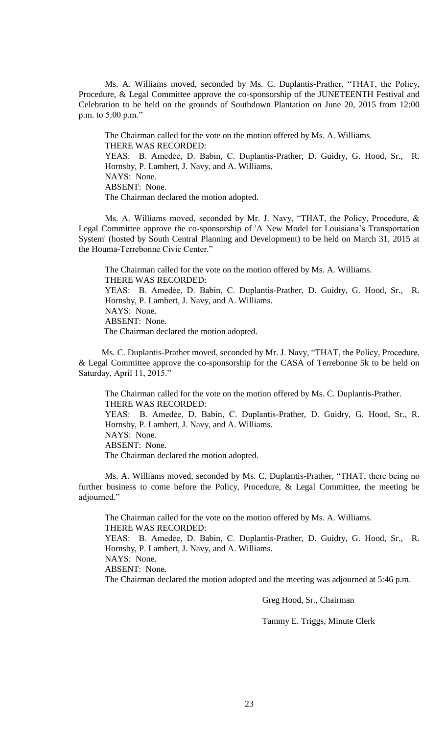Ms. A. Williams moved, seconded by Ms. C. Duplantis-Prather, "THAT, the Policy, Procedure, & Legal Committee approve the co-sponsorship of the JUNETEENTH Festival and Celebration to be held on the grounds of Southdown Plantation on June 20, 2015 from 12:00 p.m. to 5:00 p.m."

The Chairman called for the vote on the motion offered by Ms. A. Williams.
THERE WAS RECORDED:
YEAS: B. Amedée, D. Babin, C. Duplantis-Prather, D. Guidry, G. Hood, Sr., R. Hornsby, P. Lambert, J. Navy, and A. Williams.
NAYS: None.
ABSENT: None.
The Chairman declared the motion adopted.

Ms. A. Williams moved, seconded by Mr. J. Navy, "THAT, the Policy, Procedure, & Legal Committee approve the co-sponsorship of 'A New Model for Louisiana's Transportation System' (hosted by South Central Planning and Development) to be held on March 31, 2015 at the Houma-Terrebonne Civic Center."

The Chairman called for the vote on the motion offered by Ms. A. Williams.
THERE WAS RECORDED:
YEAS: B. Amedée, D. Babin, C. Duplantis-Prather, D. Guidry, G. Hood, Sr., R. Hornsby, P. Lambert, J. Navy, and A. Williams.
NAYS: None.
ABSENT: None.
The Chairman declared the motion adopted.

Ms. C. Duplantis-Prather moved, seconded by Mr. J. Navy, "THAT, the Policy, Procedure, & Legal Committee approve the co-sponsorship for the CASA of Terrebonne 5k to be held on Saturday, April 11, 2015."

The Chairman called for the vote on the motion offered by Ms. C. Duplantis-Prather.
THERE WAS RECORDED:
YEAS: B. Amedée, D. Babin, C. Duplantis-Prather, D. Guidry, G. Hood, Sr., R. Hornsby, P. Lambert, J. Navy, and A. Williams.
NAYS: None.
ABSENT: None.
The Chairman declared the motion adopted.

Ms. A. Williams moved, seconded by Ms. C. Duplantis-Prather, "THAT, there being no further business to come before the Policy, Procedure, & Legal Committee, the meeting be adjourned."

The Chairman called for the vote on the motion offered by Ms. A. Williams.
THERE WAS RECORDED:
YEAS: B. Amedée, D. Babin, C. Duplantis-Prather, D. Guidry, G. Hood, Sr., R. Hornsby, P. Lambert, J. Navy, and A. Williams.
NAYS: None.
ABSENT: None.
The Chairman declared the motion adopted and the meeting was adjourned at 5:46 p.m.

Greg Hood, Sr., Chairman

Tammy E. Triggs, Minute Clerk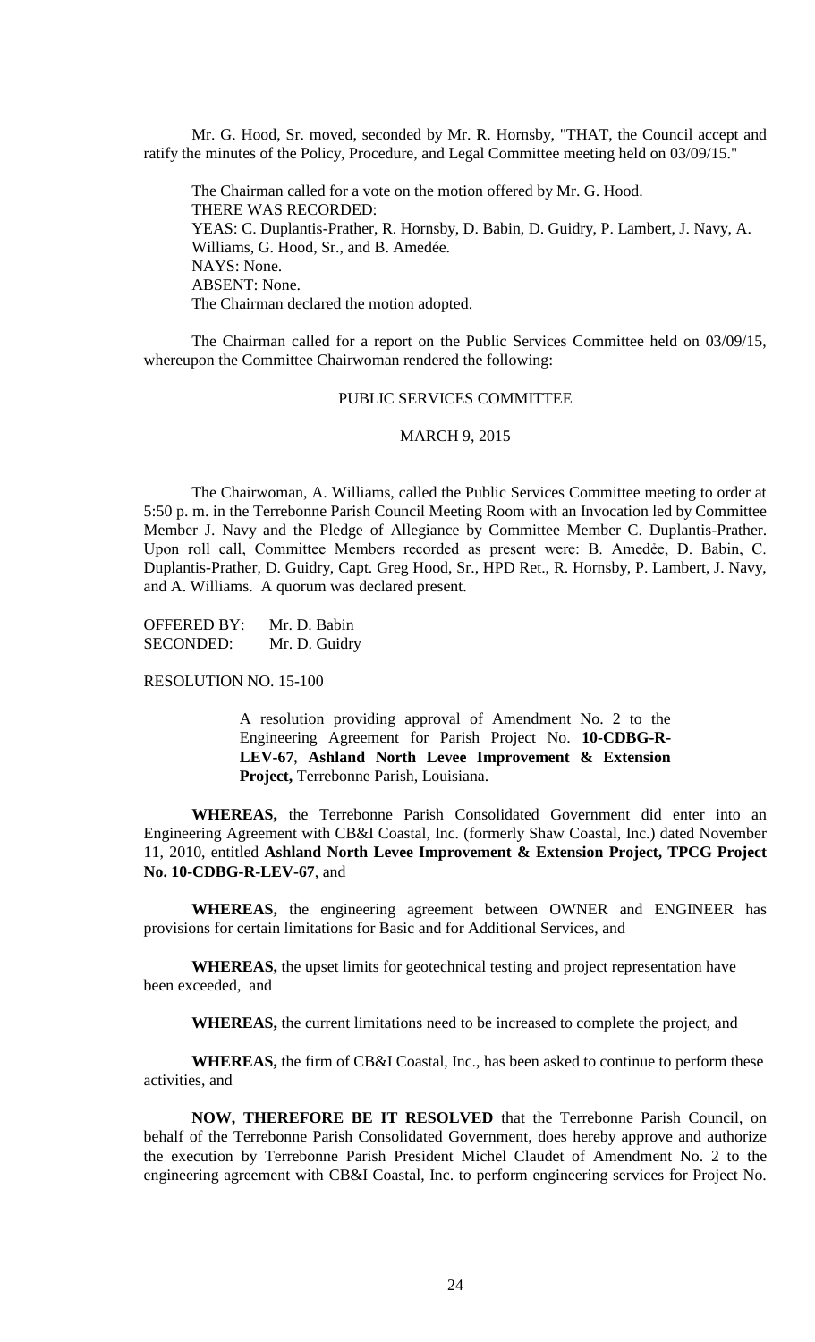Mr. G. Hood, Sr. moved, seconded by Mr. R. Hornsby, "THAT, the Council accept and ratify the minutes of the Policy, Procedure, and Legal Committee meeting held on 03/09/15."

The Chairman called for a vote on the motion offered by Mr. G. Hood.
THERE WAS RECORDED:
YEAS: C. Duplantis-Prather, R. Hornsby, D. Babin, D. Guidry, P. Lambert, J. Navy, A. Williams, G. Hood, Sr., and B. Amedée.
NAYS: None.
ABSENT: None.
The Chairman declared the motion adopted.

The Chairman called for a report on the Public Services Committee held on 03/09/15, whereupon the Committee Chairwoman rendered the following:

PUBLIC SERVICES COMMITTEE

MARCH 9, 2015

The Chairwoman, A. Williams, called the Public Services Committee meeting to order at 5:50 p. m. in the Terrebonne Parish Council Meeting Room with an Invocation led by Committee Member J. Navy and the Pledge of Allegiance by Committee Member C. Duplantis-Prather. Upon roll call, Committee Members recorded as present were: B. Amedẻe, D. Babin, C. Duplantis-Prather, D. Guidry, Capt. Greg Hood, Sr., HPD Ret., R. Hornsby, P. Lambert, J. Navy, and A. Williams. A quorum was declared present.

OFFERED BY: Mr. D. Babin
SECONDED: Mr. D. Guidry

RESOLUTION NO. 15-100

A resolution providing approval of Amendment No. 2 to the Engineering Agreement for Parish Project No. **10-CDBG-R-LEV-67**, **Ashland North Levee Improvement & Extension Project,** Terrebonne Parish, Louisiana.

**WHEREAS,** the Terrebonne Parish Consolidated Government did enter into an Engineering Agreement with CB&I Coastal, Inc. (formerly Shaw Coastal, Inc.) dated November 11, 2010, entitled **Ashland North Levee Improvement & Extension Project, TPCG Project No. 10-CDBG-R-LEV-67**, and

**WHEREAS,** the engineering agreement between OWNER and ENGINEER has provisions for certain limitations for Basic and for Additional Services, and

**WHEREAS,** the upset limits for geotechnical testing and project representation have been exceeded, and

**WHEREAS,** the current limitations need to be increased to complete the project, and

**WHEREAS,** the firm of CB&I Coastal, Inc., has been asked to continue to perform these activities, and

**NOW, THEREFORE BE IT RESOLVED** that the Terrebonne Parish Council, on behalf of the Terrebonne Parish Consolidated Government, does hereby approve and authorize the execution by Terrebonne Parish President Michel Claudet of Amendment No. 2 to the engineering agreement with CB&I Coastal, Inc. to perform engineering services for Project No.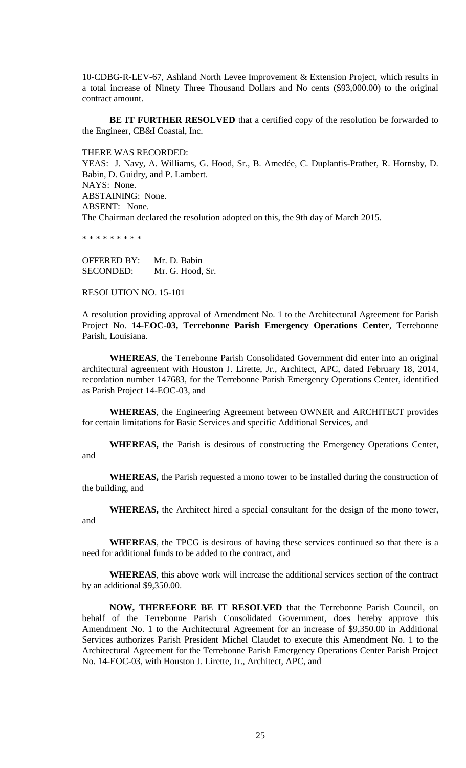10-CDBG-R-LEV-67, Ashland North Levee Improvement & Extension Project, which results in a total increase of Ninety Three Thousand Dollars and No cents ($93,000.00) to the original contract amount.

**BE IT FURTHER RESOLVED** that a certified copy of the resolution be forwarded to the Engineer, CB&I Coastal, Inc.

THERE WAS RECORDED:
YEAS: J. Navy, A. Williams, G. Hood, Sr., B. Amedée, C. Duplantis-Prather, R. Hornsby, D. Babin, D. Guidry, and P. Lambert.
NAYS: None.
ABSTAINING: None.
ABSENT: None.
The Chairman declared the resolution adopted on this, the 9th day of March 2015.

* * * * * * * * *

OFFERED BY: Mr. D. Babin
SECONDED: Mr. G. Hood, Sr.

RESOLUTION NO. 15-101

A resolution providing approval of Amendment No. 1 to the Architectural Agreement for Parish Project No. **14-EOC-03, Terrebonne Parish Emergency Operations Center**, Terrebonne Parish, Louisiana.

**WHEREAS**, the Terrebonne Parish Consolidated Government did enter into an original architectural agreement with Houston J. Lirette, Jr., Architect, APC, dated February 18, 2014, recordation number 147683, for the Terrebonne Parish Emergency Operations Center, identified as Parish Project 14-EOC-03, and

**WHEREAS**, the Engineering Agreement between OWNER and ARCHITECT provides for certain limitations for Basic Services and specific Additional Services, and

**WHEREAS,** the Parish is desirous of constructing the Emergency Operations Center, and

**WHEREAS,** the Parish requested a mono tower to be installed during the construction of the building, and

**WHEREAS,** the Architect hired a special consultant for the design of the mono tower, and

**WHEREAS**, the TPCG is desirous of having these services continued so that there is a need for additional funds to be added to the contract, and

**WHEREAS**, this above work will increase the additional services section of the contract by an additional $9,350.00.

**NOW, THEREFORE BE IT RESOLVED** that the Terrebonne Parish Council, on behalf of the Terrebonne Parish Consolidated Government, does hereby approve this Amendment No. 1 to the Architectural Agreement for an increase of $9,350.00 in Additional Services authorizes Parish President Michel Claudet to execute this Amendment No. 1 to the Architectural Agreement for the Terrebonne Parish Emergency Operations Center Parish Project No. 14-EOC-03, with Houston J. Lirette, Jr., Architect, APC, and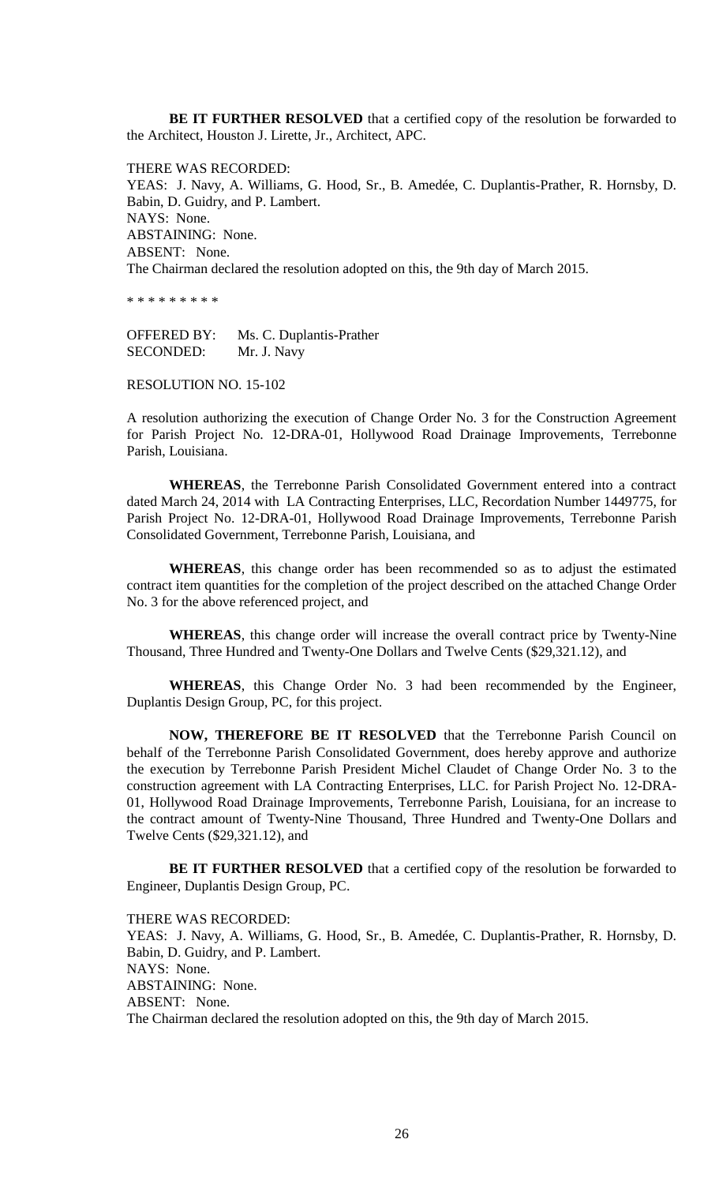**BE IT FURTHER RESOLVED** that a certified copy of the resolution be forwarded to the Architect, Houston J. Lirette, Jr., Architect, APC.

THERE WAS RECORDED:
YEAS: J. Navy, A. Williams, G. Hood, Sr., B. Amedée, C. Duplantis-Prather, R. Hornsby, D. Babin, D. Guidry, and P. Lambert.
NAYS: None.
ABSTAINING: None.
ABSENT: None.
The Chairman declared the resolution adopted on this, the 9th day of March 2015.

\* \* \* \* \* \* \* \* \*

OFFERED BY: Ms. C. Duplantis-Prather
SECONDED: Mr. J. Navy

RESOLUTION NO. 15-102

A resolution authorizing the execution of Change Order No. 3 for the Construction Agreement for Parish Project No. 12-DRA-01, Hollywood Road Drainage Improvements, Terrebonne Parish, Louisiana.

**WHEREAS**, the Terrebonne Parish Consolidated Government entered into a contract dated March 24, 2014 with LA Contracting Enterprises, LLC, Recordation Number 1449775, for Parish Project No. 12-DRA-01, Hollywood Road Drainage Improvements, Terrebonne Parish Consolidated Government, Terrebonne Parish, Louisiana, and

**WHEREAS**, this change order has been recommended so as to adjust the estimated contract item quantities for the completion of the project described on the attached Change Order No. 3 for the above referenced project, and

**WHEREAS**, this change order will increase the overall contract price by Twenty-Nine Thousand, Three Hundred and Twenty-One Dollars and Twelve Cents ($29,321.12), and

**WHEREAS**, this Change Order No. 3 had been recommended by the Engineer, Duplantis Design Group, PC, for this project.

**NOW, THEREFORE BE IT RESOLVED** that the Terrebonne Parish Council on behalf of the Terrebonne Parish Consolidated Government, does hereby approve and authorize the execution by Terrebonne Parish President Michel Claudet of Change Order No. 3 to the construction agreement with LA Contracting Enterprises, LLC. for Parish Project No. 12-DRA-01, Hollywood Road Drainage Improvements, Terrebonne Parish, Louisiana, for an increase to the contract amount of Twenty-Nine Thousand, Three Hundred and Twenty-One Dollars and Twelve Cents ($29,321.12), and

**BE IT FURTHER RESOLVED** that a certified copy of the resolution be forwarded to Engineer, Duplantis Design Group, PC.

THERE WAS RECORDED:
YEAS: J. Navy, A. Williams, G. Hood, Sr., B. Amedée, C. Duplantis-Prather, R. Hornsby, D. Babin, D. Guidry, and P. Lambert.
NAYS: None.
ABSTAINING: None.
ABSENT: None.
The Chairman declared the resolution adopted on this, the 9th day of March 2015.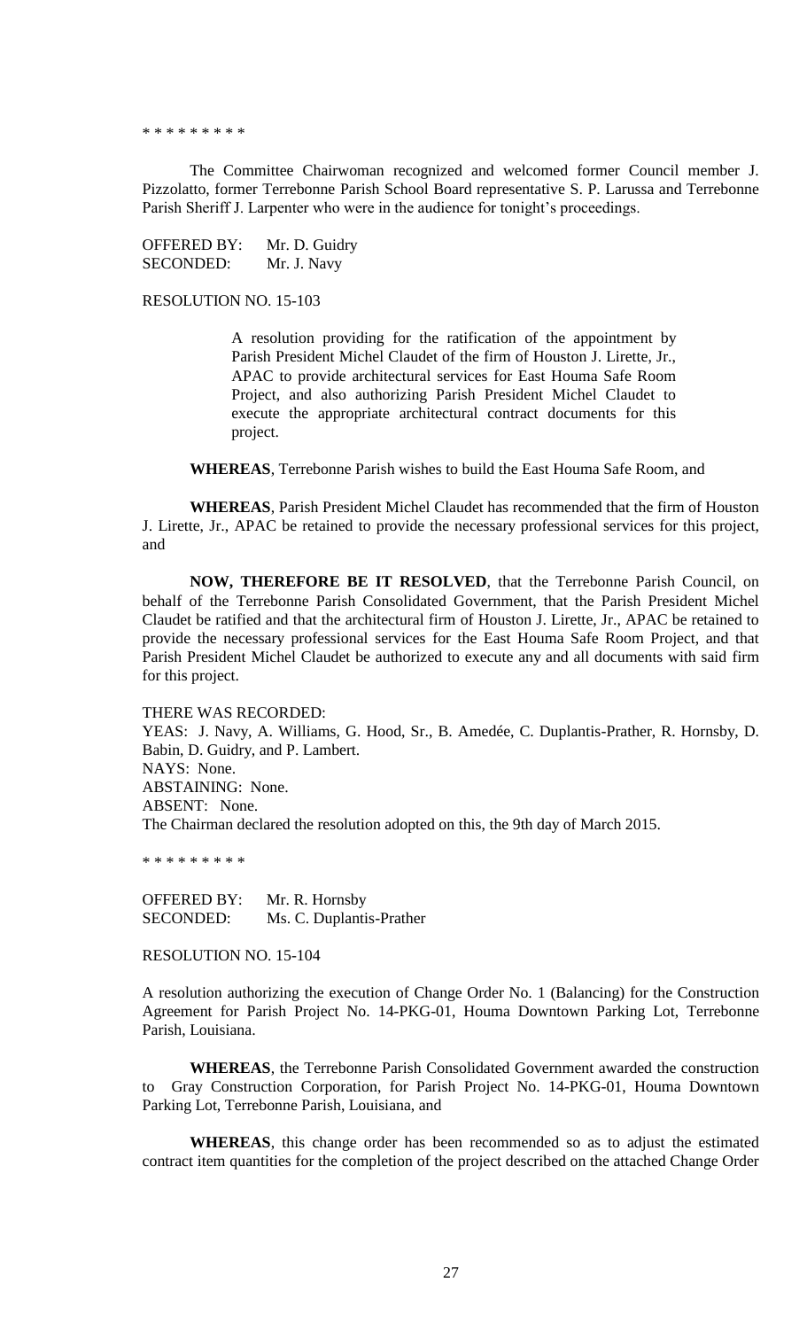\* \* \* \* \* \* \* \* \*

The Committee Chairwoman recognized and welcomed former Council member J. Pizzolatto, former Terrebonne Parish School Board representative S. P. Larussa and Terrebonne Parish Sheriff J. Larpenter who were in the audience for tonight's proceedings.

OFFERED BY: Mr. D. Guidry
SECONDED: Mr. J. Navy

RESOLUTION NO. 15-103

> A resolution providing for the ratification of the appointment by Parish President Michel Claudet of the firm of Houston J. Lirette, Jr., APAC to provide architectural services for East Houma Safe Room Project, and also authorizing Parish President Michel Claudet to execute the appropriate architectural contract documents for this project.

**WHEREAS**, Terrebonne Parish wishes to build the East Houma Safe Room, and

**WHEREAS**, Parish President Michel Claudet has recommended that the firm of Houston J. Lirette, Jr., APAC be retained to provide the necessary professional services for this project, and

**NOW, THEREFORE BE IT RESOLVED**, that the Terrebonne Parish Council, on behalf of the Terrebonne Parish Consolidated Government, that the Parish President Michel Claudet be ratified and that the architectural firm of Houston J. Lirette, Jr., APAC be retained to provide the necessary professional services for the East Houma Safe Room Project, and that Parish President Michel Claudet be authorized to execute any and all documents with said firm for this project.

THERE WAS RECORDED:
YEAS: J. Navy, A. Williams, G. Hood, Sr., B. Amedée, C. Duplantis-Prather, R. Hornsby, D. Babin, D. Guidry, and P. Lambert.
NAYS: None.
ABSTAINING: None.
ABSENT: None.
The Chairman declared the resolution adopted on this, the 9th day of March 2015.

\* \* \* \* \* \* \* \* \*

OFFERED BY: Mr. R. Hornsby
SECONDED: Ms. C. Duplantis-Prather

RESOLUTION NO. 15-104

A resolution authorizing the execution of Change Order No. 1 (Balancing) for the Construction Agreement for Parish Project No. 14-PKG-01, Houma Downtown Parking Lot, Terrebonne Parish, Louisiana.

**WHEREAS**, the Terrebonne Parish Consolidated Government awarded the construction to Gray Construction Corporation, for Parish Project No. 14-PKG-01, Houma Downtown Parking Lot, Terrebonne Parish, Louisiana, and

**WHEREAS**, this change order has been recommended so as to adjust the estimated contract item quantities for the completion of the project described on the attached Change Order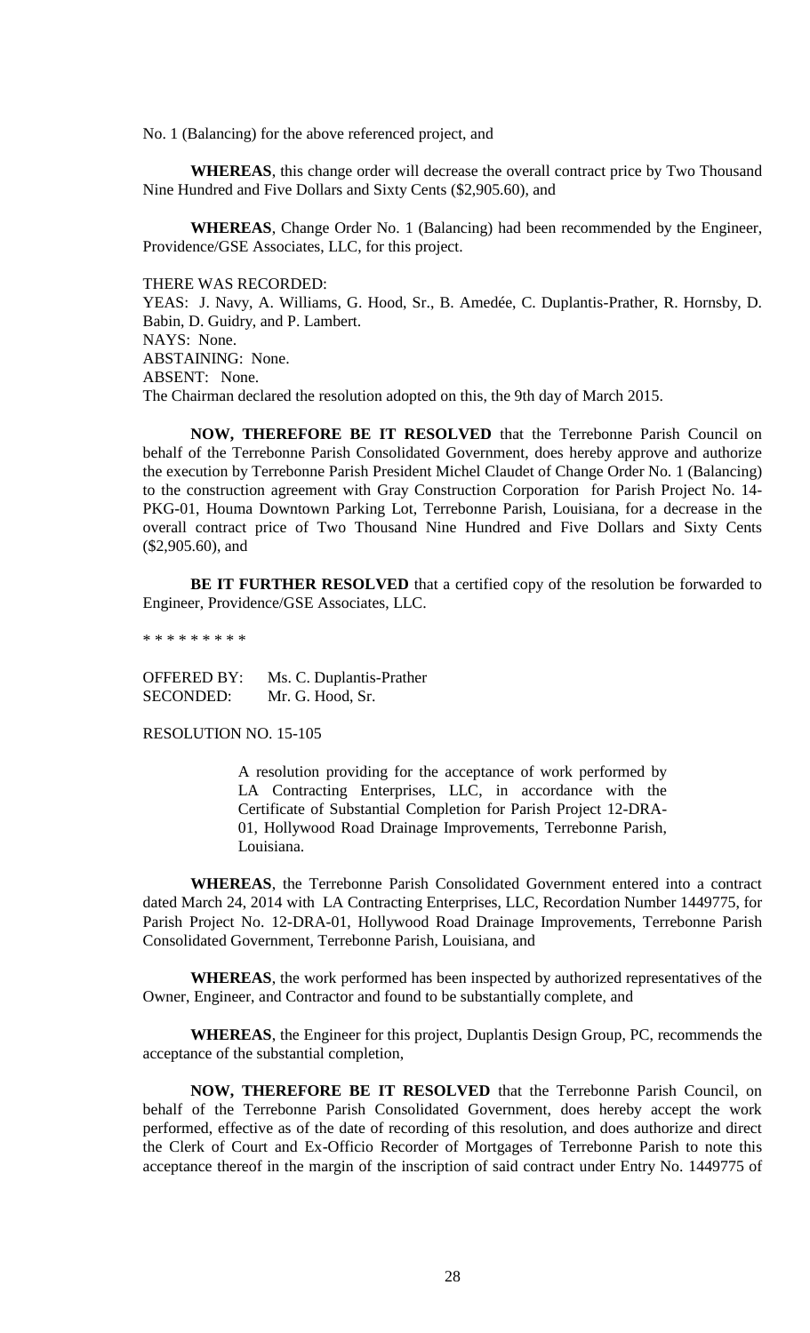No. 1 (Balancing) for the above referenced project, and

**WHEREAS**, this change order will decrease the overall contract price by Two Thousand Nine Hundred and Five Dollars and Sixty Cents ($2,905.60), and

**WHEREAS**, Change Order No. 1 (Balancing) had been recommended by the Engineer, Providence/GSE Associates, LLC, for this project.

THERE WAS RECORDED:
YEAS: J. Navy, A. Williams, G. Hood, Sr., B. Amedée, C. Duplantis-Prather, R. Hornsby, D. Babin, D. Guidry, and P. Lambert.
NAYS: None.
ABSTAINING: None.
ABSENT: None.
The Chairman declared the resolution adopted on this, the 9th day of March 2015.

**NOW, THEREFORE BE IT RESOLVED** that the Terrebonne Parish Council on behalf of the Terrebonne Parish Consolidated Government, does hereby approve and authorize the execution by Terrebonne Parish President Michel Claudet of Change Order No. 1 (Balancing) to the construction agreement with Gray Construction Corporation for Parish Project No. 14-PKG-01, Houma Downtown Parking Lot, Terrebonne Parish, Louisiana, for a decrease in the overall contract price of Two Thousand Nine Hundred and Five Dollars and Sixty Cents ($2,905.60), and

**BE IT FURTHER RESOLVED** that a certified copy of the resolution be forwarded to Engineer, Providence/GSE Associates, LLC.

* * * * * * * * *

OFFERED BY: Ms. C. Duplantis-Prather
SECONDED: Mr. G. Hood, Sr.

RESOLUTION NO. 15-105

> A resolution providing for the acceptance of work performed by LA Contracting Enterprises, LLC, in accordance with the Certificate of Substantial Completion for Parish Project 12-DRA-01, Hollywood Road Drainage Improvements, Terrebonne Parish, Louisiana.

**WHEREAS**, the Terrebonne Parish Consolidated Government entered into a contract dated March 24, 2014 with LA Contracting Enterprises, LLC, Recordation Number 1449775, for Parish Project No. 12-DRA-01, Hollywood Road Drainage Improvements, Terrebonne Parish Consolidated Government, Terrebonne Parish, Louisiana, and

**WHEREAS**, the work performed has been inspected by authorized representatives of the Owner, Engineer, and Contractor and found to be substantially complete, and

**WHEREAS**, the Engineer for this project, Duplantis Design Group, PC, recommends the acceptance of the substantial completion,

**NOW, THEREFORE BE IT RESOLVED** that the Terrebonne Parish Council, on behalf of the Terrebonne Parish Consolidated Government, does hereby accept the work performed, effective as of the date of recording of this resolution, and does authorize and direct the Clerk of Court and Ex-Officio Recorder of Mortgages of Terrebonne Parish to note this acceptance thereof in the margin of the inscription of said contract under Entry No. 1449775 of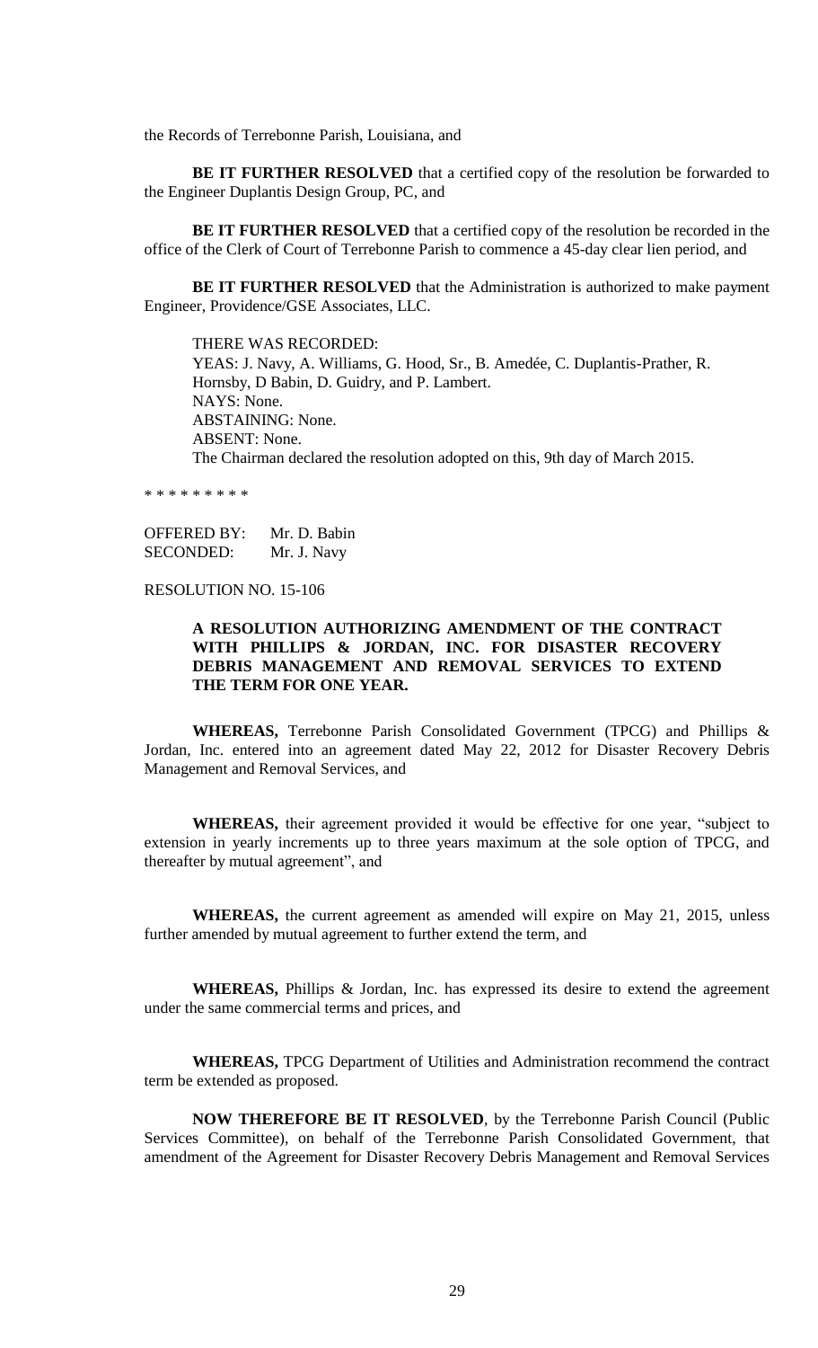the Records of Terrebonne Parish, Louisiana, and

**BE IT FURTHER RESOLVED** that a certified copy of the resolution be forwarded to the Engineer Duplantis Design Group, PC, and

**BE IT FURTHER RESOLVED** that a certified copy of the resolution be recorded in the office of the Clerk of Court of Terrebonne Parish to commence a 45-day clear lien period, and

**BE IT FURTHER RESOLVED** that the Administration is authorized to make payment Engineer, Providence/GSE Associates, LLC.

THERE WAS RECORDED:
YEAS: J. Navy, A. Williams, G. Hood, Sr., B. Amedée, C. Duplantis-Prather, R. Hornsby, D Babin, D. Guidry, and P. Lambert.
NAYS: None.
ABSTAINING: None.
ABSENT: None.
The Chairman declared the resolution adopted on this, 9th day of March 2015.

\* \* \* \* \* \* \* \* \*

OFFERED BY: Mr. D. Babin
SECONDED: Mr. J. Navy

RESOLUTION NO. 15-106

**A RESOLUTION AUTHORIZING AMENDMENT OF THE CONTRACT WITH PHILLIPS & JORDAN, INC. FOR DISASTER RECOVERY DEBRIS MANAGEMENT AND REMOVAL SERVICES TO EXTEND THE TERM FOR ONE YEAR.**

**WHEREAS,** Terrebonne Parish Consolidated Government (TPCG) and Phillips & Jordan, Inc. entered into an agreement dated May 22, 2012 for Disaster Recovery Debris Management and Removal Services, and

**WHEREAS,** their agreement provided it would be effective for one year, "subject to extension in yearly increments up to three years maximum at the sole option of TPCG, and thereafter by mutual agreement", and

**WHEREAS,** the current agreement as amended will expire on May 21, 2015, unless further amended by mutual agreement to further extend the term, and

**WHEREAS,** Phillips & Jordan, Inc. has expressed its desire to extend the agreement under the same commercial terms and prices, and

**WHEREAS,** TPCG Department of Utilities and Administration recommend the contract term be extended as proposed.

**NOW THEREFORE BE IT RESOLVED**, by the Terrebonne Parish Council (Public Services Committee), on behalf of the Terrebonne Parish Consolidated Government, that amendment of the Agreement for Disaster Recovery Debris Management and Removal Services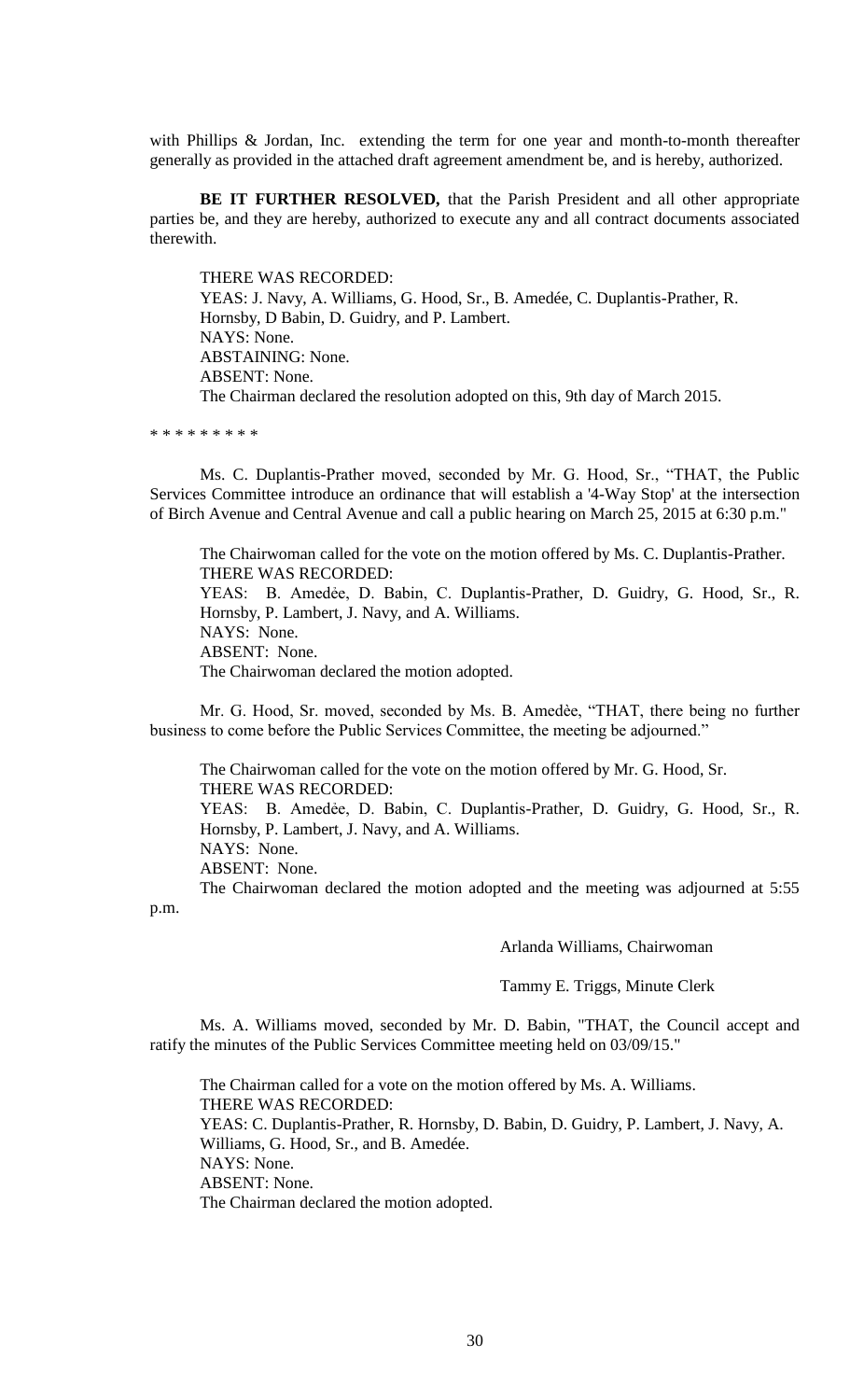with Phillips & Jordan, Inc. extending the term for one year and month-to-month thereafter generally as provided in the attached draft agreement amendment be, and is hereby, authorized.

**BE IT FURTHER RESOLVED,** that the Parish President and all other appropriate parties be, and they are hereby, authorized to execute any and all contract documents associated therewith.

THERE WAS RECORDED:
YEAS: J. Navy, A. Williams, G. Hood, Sr., B. Amedée, C. Duplantis-Prather, R. Hornsby, D Babin, D. Guidry, and P. Lambert.
NAYS: None.
ABSTAINING: None.
ABSENT: None.
The Chairman declared the resolution adopted on this, 9th day of March 2015.

\* \* \* \* \* \* \* \* \*

Ms. C. Duplantis-Prather moved, seconded by Mr. G. Hood, Sr., "THAT, the Public Services Committee introduce an ordinance that will establish a '4-Way Stop' at the intersection of Birch Avenue and Central Avenue and call a public hearing on March 25, 2015 at 6:30 p.m."

The Chairwoman called for the vote on the motion offered by Ms. C. Duplantis-Prather.
THERE WAS RECORDED:
YEAS: B. Amedèe, D. Babin, C. Duplantis-Prather, D. Guidry, G. Hood, Sr., R. Hornsby, P. Lambert, J. Navy, and A. Williams.
NAYS: None.
ABSENT: None.
The Chairwoman declared the motion adopted.

Mr. G. Hood, Sr. moved, seconded by Ms. B. Amedèe, "THAT, there being no further business to come before the Public Services Committee, the meeting be adjourned."

The Chairwoman called for the vote on the motion offered by Mr. G. Hood, Sr.
THERE WAS RECORDED:
YEAS: B. Amedèe, D. Babin, C. Duplantis-Prather, D. Guidry, G. Hood, Sr., R. Hornsby, P. Lambert, J. Navy, and A. Williams.
NAYS: None.
ABSENT: None.
The Chairwoman declared the motion adopted and the meeting was adjourned at 5:55 p.m.

Arlanda Williams, Chairwoman

Tammy E. Triggs, Minute Clerk

Ms. A. Williams moved, seconded by Mr. D. Babin, "THAT, the Council accept and ratify the minutes of the Public Services Committee meeting held on 03/09/15."

The Chairman called for a vote on the motion offered by Ms. A. Williams.
THERE WAS RECORDED:
YEAS: C. Duplantis-Prather, R. Hornsby, D. Babin, D. Guidry, P. Lambert, J. Navy, A. Williams, G. Hood, Sr., and B. Amedée.
NAYS: None.
ABSENT: None.
The Chairman declared the motion adopted.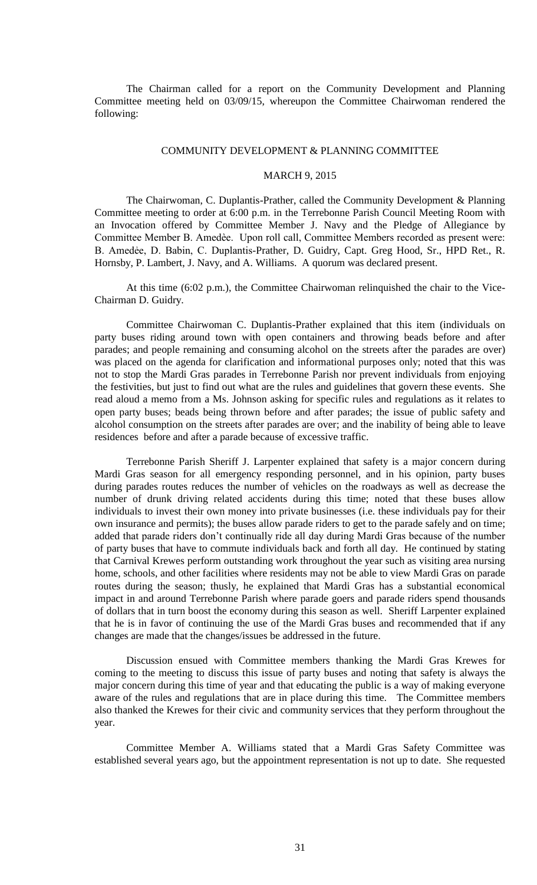The Chairman called for a report on the Community Development and Planning Committee meeting held on 03/09/15, whereupon the Committee Chairwoman rendered the following:

COMMUNITY DEVELOPMENT & PLANNING COMMITTEE

MARCH 9, 2015

The Chairwoman, C. Duplantis-Prather, called the Community Development & Planning Committee meeting to order at 6:00 p.m. in the Terrebonne Parish Council Meeting Room with an Invocation offered by Committee Member J. Navy and the Pledge of Allegiance by Committee Member B. Amedèe. Upon roll call, Committee Members recorded as present were: B. Amedèe, D. Babin, C. Duplantis-Prather, D. Guidry, Capt. Greg Hood, Sr., HPD Ret., R. Hornsby, P. Lambert, J. Navy, and A. Williams. A quorum was declared present.

At this time (6:02 p.m.), the Committee Chairwoman relinquished the chair to the Vice-Chairman D. Guidry.

Committee Chairwoman C. Duplantis-Prather explained that this item (individuals on party buses riding around town with open containers and throwing beads before and after parades; and people remaining and consuming alcohol on the streets after the parades are over) was placed on the agenda for clarification and informational purposes only; noted that this was not to stop the Mardi Gras parades in Terrebonne Parish nor prevent individuals from enjoying the festivities, but just to find out what are the rules and guidelines that govern these events. She read aloud a memo from a Ms. Johnson asking for specific rules and regulations as it relates to open party buses; beads being thrown before and after parades; the issue of public safety and alcohol consumption on the streets after parades are over; and the inability of being able to leave residences before and after a parade because of excessive traffic.

Terrebonne Parish Sheriff J. Larpenter explained that safety is a major concern during Mardi Gras season for all emergency responding personnel, and in his opinion, party buses during parades routes reduces the number of vehicles on the roadways as well as decrease the number of drunk driving related accidents during this time; noted that these buses allow individuals to invest their own money into private businesses (i.e. these individuals pay for their own insurance and permits); the buses allow parade riders to get to the parade safely and on time; added that parade riders don't continually ride all day during Mardi Gras because of the number of party buses that have to commute individuals back and forth all day. He continued by stating that Carnival Krewes perform outstanding work throughout the year such as visiting area nursing home, schools, and other facilities where residents may not be able to view Mardi Gras on parade routes during the season; thusly, he explained that Mardi Gras has a substantial economical impact in and around Terrebonne Parish where parade goers and parade riders spend thousands of dollars that in turn boost the economy during this season as well. Sheriff Larpenter explained that he is in favor of continuing the use of the Mardi Gras buses and recommended that if any changes are made that the changes/issues be addressed in the future.

Discussion ensued with Committee members thanking the Mardi Gras Krewes for coming to the meeting to discuss this issue of party buses and noting that safety is always the major concern during this time of year and that educating the public is a way of making everyone aware of the rules and regulations that are in place during this time. The Committee members also thanked the Krewes for their civic and community services that they perform throughout the year.

Committee Member A. Williams stated that a Mardi Gras Safety Committee was established several years ago, but the appointment representation is not up to date. She requested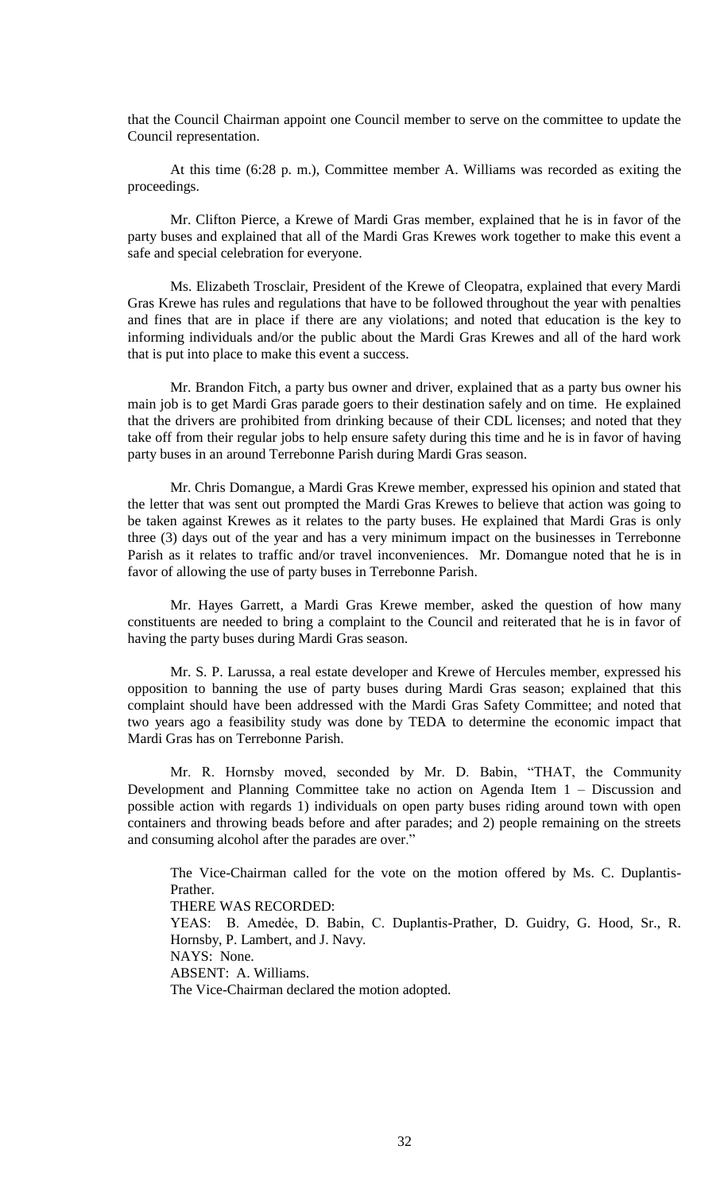that the Council Chairman appoint one Council member to serve on the committee to update the Council representation.

At this time (6:28 p. m.), Committee member A. Williams was recorded as exiting the proceedings.

Mr. Clifton Pierce, a Krewe of Mardi Gras member, explained that he is in favor of the party buses and explained that all of the Mardi Gras Krewes work together to make this event a safe and special celebration for everyone.

Ms. Elizabeth Trosclair, President of the Krewe of Cleopatra, explained that every Mardi Gras Krewe has rules and regulations that have to be followed throughout the year with penalties and fines that are in place if there are any violations; and noted that education is the key to informing individuals and/or the public about the Mardi Gras Krewes and all of the hard work that is put into place to make this event a success.

Mr. Brandon Fitch, a party bus owner and driver, explained that as a party bus owner his main job is to get Mardi Gras parade goers to their destination safely and on time. He explained that the drivers are prohibited from drinking because of their CDL licenses; and noted that they take off from their regular jobs to help ensure safety during this time and he is in favor of having party buses in an around Terrebonne Parish during Mardi Gras season.

Mr. Chris Domangue, a Mardi Gras Krewe member, expressed his opinion and stated that the letter that was sent out prompted the Mardi Gras Krewes to believe that action was going to be taken against Krewes as it relates to the party buses. He explained that Mardi Gras is only three (3) days out of the year and has a very minimum impact on the businesses in Terrebonne Parish as it relates to traffic and/or travel inconveniences. Mr. Domangue noted that he is in favor of allowing the use of party buses in Terrebonne Parish.

Mr. Hayes Garrett, a Mardi Gras Krewe member, asked the question of how many constituents are needed to bring a complaint to the Council and reiterated that he is in favor of having the party buses during Mardi Gras season.

Mr. S. P. Larussa, a real estate developer and Krewe of Hercules member, expressed his opposition to banning the use of party buses during Mardi Gras season; explained that this complaint should have been addressed with the Mardi Gras Safety Committee; and noted that two years ago a feasibility study was done by TEDA to determine the economic impact that Mardi Gras has on Terrebonne Parish.

Mr. R. Hornsby moved, seconded by Mr. D. Babin, "THAT, the Community Development and Planning Committee take no action on Agenda Item 1 – Discussion and possible action with regards 1) individuals on open party buses riding around town with open containers and throwing beads before and after parades; and 2) people remaining on the streets and consuming alcohol after the parades are over."

The Vice-Chairman called for the vote on the motion offered by Ms. C. Duplantis-Prather.

THERE WAS RECORDED:

YEAS: B. Amedėe, D. Babin, C. Duplantis-Prather, D. Guidry, G. Hood, Sr., R. Hornsby, P. Lambert, and J. Navy.

NAYS: None.

ABSENT: A. Williams.

The Vice-Chairman declared the motion adopted.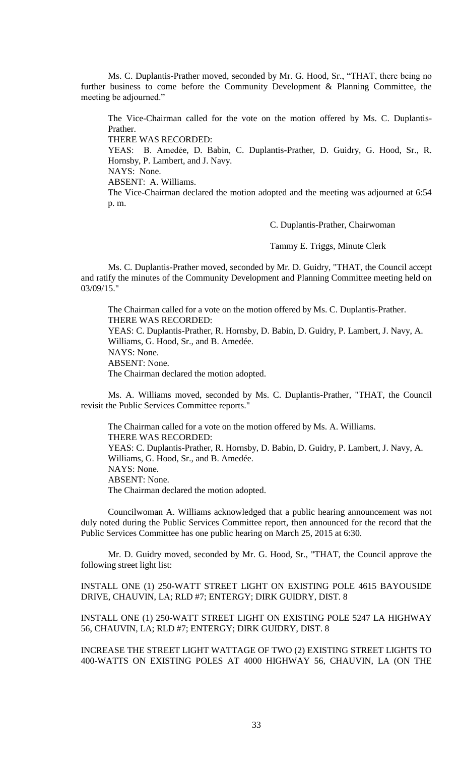Ms. C. Duplantis-Prather moved, seconded by Mr. G. Hood, Sr., "THAT, there being no further business to come before the Community Development & Planning Committee, the meeting be adjourned."

The Vice-Chairman called for the vote on the motion offered by Ms. C. Duplantis-Prather.
THERE WAS RECORDED:
YEAS: B. Amedée, D. Babin, C. Duplantis-Prather, D. Guidry, G. Hood, Sr., R. Hornsby, P. Lambert, and J. Navy.
NAYS: None.
ABSENT: A. Williams.
The Vice-Chairman declared the motion adopted and the meeting was adjourned at 6:54 p. m.

C. Duplantis-Prather, Chairwoman

Tammy E. Triggs, Minute Clerk

Ms. C. Duplantis-Prather moved, seconded by Mr. D. Guidry, "THAT, the Council accept and ratify the minutes of the Community Development and Planning Committee meeting held on 03/09/15."

The Chairman called for a vote on the motion offered by Ms. C. Duplantis-Prather.
THERE WAS RECORDED:
YEAS: C. Duplantis-Prather, R. Hornsby, D. Babin, D. Guidry, P. Lambert, J. Navy, A. Williams, G. Hood, Sr., and B. Amedée.
NAYS: None.
ABSENT: None.
The Chairman declared the motion adopted.

Ms. A. Williams moved, seconded by Ms. C. Duplantis-Prather, "THAT, the Council revisit the Public Services Committee reports."

The Chairman called for a vote on the motion offered by Ms. A. Williams.
THERE WAS RECORDED:
YEAS: C. Duplantis-Prather, R. Hornsby, D. Babin, D. Guidry, P. Lambert, J. Navy, A. Williams, G. Hood, Sr., and B. Amedée.
NAYS: None.
ABSENT: None.
The Chairman declared the motion adopted.

Councilwoman A. Williams acknowledged that a public hearing announcement was not duly noted during the Public Services Committee report, then announced for the record that the Public Services Committee has one public hearing on March 25, 2015 at 6:30.

Mr. D. Guidry moved, seconded by Mr. G. Hood, Sr., "THAT, the Council approve the following street light list:

INSTALL ONE (1) 250-WATT STREET LIGHT ON EXISTING POLE 4615 BAYOUSIDE DRIVE, CHAUVIN, LA; RLD #7; ENTERGY; DIRK GUIDRY, DIST. 8

INSTALL ONE (1) 250-WATT STREET LIGHT ON EXISTING POLE 5247 LA HIGHWAY 56, CHAUVIN, LA; RLD #7; ENTERGY; DIRK GUIDRY, DIST. 8

INCREASE THE STREET LIGHT WATTAGE OF TWO (2) EXISTING STREET LIGHTS TO 400-WATTS ON EXISTING POLES AT 4000 HIGHWAY 56, CHAUVIN, LA (ON THE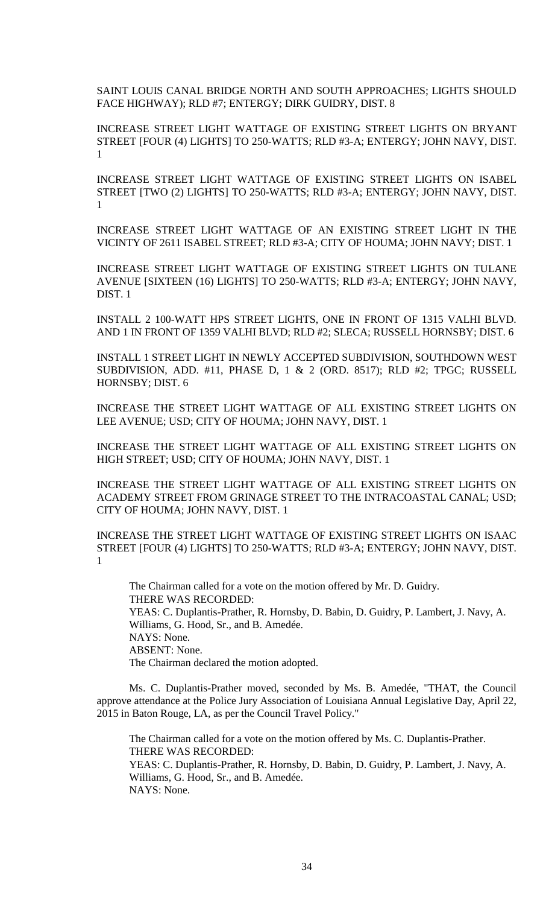SAINT LOUIS CANAL BRIDGE NORTH AND SOUTH APPROACHES; LIGHTS SHOULD FACE HIGHWAY); RLD #7; ENTERGY; DIRK GUIDRY, DIST. 8

INCREASE STREET LIGHT WATTAGE OF EXISTING STREET LIGHTS ON BRYANT STREET [FOUR (4) LIGHTS] TO 250-WATTS; RLD #3-A; ENTERGY; JOHN NAVY, DIST. 1

INCREASE STREET LIGHT WATTAGE OF EXISTING STREET LIGHTS ON ISABEL STREET [TWO (2) LIGHTS] TO 250-WATTS; RLD #3-A; ENTERGY; JOHN NAVY, DIST. 1

INCREASE STREET LIGHT WATTAGE OF AN EXISTING STREET LIGHT IN THE VICINTY OF 2611 ISABEL STREET; RLD #3-A; CITY OF HOUMA; JOHN NAVY; DIST. 1

INCREASE STREET LIGHT WATTAGE OF EXISTING STREET LIGHTS ON TULANE AVENUE [SIXTEEN (16) LIGHTS] TO 250-WATTS; RLD #3-A; ENTERGY; JOHN NAVY, DIST. 1

INSTALL 2 100-WATT HPS STREET LIGHTS, ONE IN FRONT OF 1315 VALHI BLVD. AND 1 IN FRONT OF 1359 VALHI BLVD; RLD #2; SLECA; RUSSELL HORNSBY; DIST. 6

INSTALL 1 STREET LIGHT IN NEWLY ACCEPTED SUBDIVISION, SOUTHDOWN WEST SUBDIVISION, ADD. #11, PHASE D, 1 & 2 (ORD. 8517); RLD #2; TPGC; RUSSELL HORNSBY; DIST. 6

INCREASE THE STREET LIGHT WATTAGE OF ALL EXISTING STREET LIGHTS ON LEE AVENUE; USD; CITY OF HOUMA; JOHN NAVY, DIST. 1

INCREASE THE STREET LIGHT WATTAGE OF ALL EXISTING STREET LIGHTS ON HIGH STREET; USD; CITY OF HOUMA; JOHN NAVY, DIST. 1

INCREASE THE STREET LIGHT WATTAGE OF ALL EXISTING STREET LIGHTS ON ACADEMY STREET FROM GRINAGE STREET TO THE INTRACOASTAL CANAL; USD; CITY OF HOUMA; JOHN NAVY, DIST. 1

INCREASE THE STREET LIGHT WATTAGE OF EXISTING STREET LIGHTS ON ISAAC STREET [FOUR (4) LIGHTS] TO 250-WATTS; RLD #3-A; ENTERGY; JOHN NAVY, DIST. 1

The Chairman called for a vote on the motion offered by Mr. D. Guidry.
THERE WAS RECORDED:
YEAS: C. Duplantis-Prather, R. Hornsby, D. Babin, D. Guidry, P. Lambert, J. Navy, A. Williams, G. Hood, Sr., and B. Amedée.
NAYS: None.
ABSENT: None.
The Chairman declared the motion adopted.

Ms. C. Duplantis-Prather moved, seconded by Ms. B. Amedée, "THAT, the Council approve attendance at the Police Jury Association of Louisiana Annual Legislative Day, April 22, 2015 in Baton Rouge, LA, as per the Council Travel Policy."

The Chairman called for a vote on the motion offered by Ms. C. Duplantis-Prather.
THERE WAS RECORDED:
YEAS: C. Duplantis-Prather, R. Hornsby, D. Babin, D. Guidry, P. Lambert, J. Navy, A. Williams, G. Hood, Sr., and B. Amedée.
NAYS: None.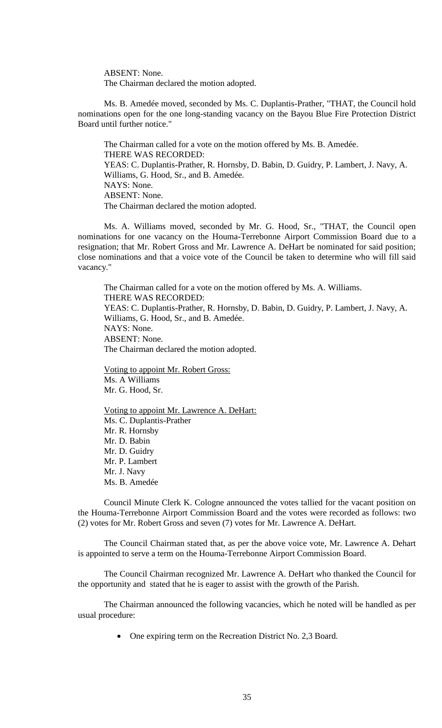ABSENT: None.
The Chairman declared the motion adopted.

Ms. B. Amedée moved, seconded by Ms. C. Duplantis-Prather, "THAT, the Council hold nominations open for the one long-standing vacancy on the Bayou Blue Fire Protection District Board until further notice."

The Chairman called for a vote on the motion offered by Ms. B. Amedée.
THERE WAS RECORDED:
YEAS: C. Duplantis-Prather, R. Hornsby, D. Babin, D. Guidry, P. Lambert, J. Navy, A. Williams, G. Hood, Sr., and B. Amedée.
NAYS: None.
ABSENT: None.
The Chairman declared the motion adopted.

Ms. A. Williams moved, seconded by Mr. G. Hood, Sr., "THAT, the Council open nominations for one vacancy on the Houma-Terrebonne Airport Commission Board due to a resignation; that Mr. Robert Gross and Mr. Lawrence A. DeHart be nominated for said position; close nominations and that a voice vote of the Council be taken to determine who will fill said vacancy."

The Chairman called for a vote on the motion offered by Ms. A. Williams.
THERE WAS RECORDED:
YEAS: C. Duplantis-Prather, R. Hornsby, D. Babin, D. Guidry, P. Lambert, J. Navy, A. Williams, G. Hood, Sr., and B. Amedée.
NAYS: None.
ABSENT: None.
The Chairman declared the motion adopted.

Voting to appoint Mr. Robert Gross:
Ms. A Williams
Mr. G. Hood, Sr.

Voting to appoint Mr. Lawrence A. DeHart:
Ms. C. Duplantis-Prather
Mr. R. Hornsby
Mr. D. Babin
Mr. D. Guidry
Mr. P. Lambert
Mr. J. Navy
Ms. B. Amedée

Council Minute Clerk K. Cologne announced the votes tallied for the vacant position on the Houma-Terrebonne Airport Commission Board and the votes were recorded as follows: two (2) votes for Mr. Robert Gross and seven (7) votes for Mr. Lawrence A. DeHart.

The Council Chairman stated that, as per the above voice vote, Mr. Lawrence A. Dehart is appointed to serve a term on the Houma-Terrebonne Airport Commission Board.

The Council Chairman recognized Mr. Lawrence A. DeHart who thanked the Council for the opportunity and stated that he is eager to assist with the growth of the Parish.

The Chairman announced the following vacancies, which he noted will be handled as per usual procedure:

- One expiring term on the Recreation District No. 2,3 Board.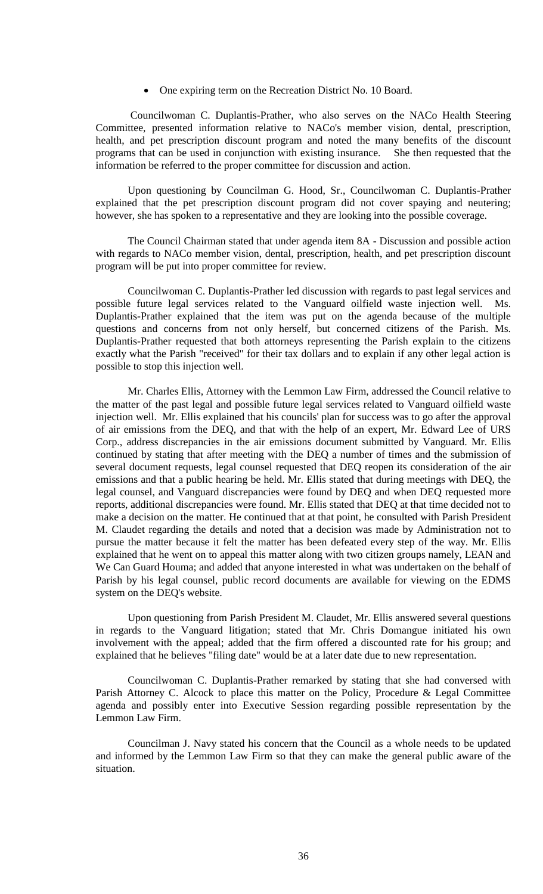- One expiring term on the Recreation District No. 10 Board.

Councilwoman C. Duplantis-Prather, who also serves on the NACo Health Steering Committee, presented information relative to NACo's member vision, dental, prescription, health, and pet prescription discount program and noted the many benefits of the discount programs that can be used in conjunction with existing insurance. She then requested that the information be referred to the proper committee for discussion and action.

Upon questioning by Councilman G. Hood, Sr., Councilwoman C. Duplantis-Prather explained that the pet prescription discount program did not cover spaying and neutering; however, she has spoken to a representative and they are looking into the possible coverage.

The Council Chairman stated that under agenda item 8A - Discussion and possible action with regards to NACo member vision, dental, prescription, health, and pet prescription discount program will be put into proper committee for review.

Councilwoman C. Duplantis-Prather led discussion with regards to past legal services and possible future legal services related to the Vanguard oilfield waste injection well. Ms. Duplantis-Prather explained that the item was put on the agenda because of the multiple questions and concerns from not only herself, but concerned citizens of the Parish. Ms. Duplantis-Prather requested that both attorneys representing the Parish explain to the citizens exactly what the Parish "received" for their tax dollars and to explain if any other legal action is possible to stop this injection well.

Mr. Charles Ellis, Attorney with the Lemmon Law Firm, addressed the Council relative to the matter of the past legal and possible future legal services related to Vanguard oilfield waste injection well. Mr. Ellis explained that his councils' plan for success was to go after the approval of air emissions from the DEQ, and that with the help of an expert, Mr. Edward Lee of URS Corp., address discrepancies in the air emissions document submitted by Vanguard. Mr. Ellis continued by stating that after meeting with the DEQ a number of times and the submission of several document requests, legal counsel requested that DEQ reopen its consideration of the air emissions and that a public hearing be held. Mr. Ellis stated that during meetings with DEQ, the legal counsel, and Vanguard discrepancies were found by DEQ and when DEQ requested more reports, additional discrepancies were found. Mr. Ellis stated that DEQ at that time decided not to make a decision on the matter. He continued that at that point, he consulted with Parish President M. Claudet regarding the details and noted that a decision was made by Administration not to pursue the matter because it felt the matter has been defeated every step of the way. Mr. Ellis explained that he went on to appeal this matter along with two citizen groups namely, LEAN and We Can Guard Houma; and added that anyone interested in what was undertaken on the behalf of Parish by his legal counsel, public record documents are available for viewing on the EDMS system on the DEQ's website.

Upon questioning from Parish President M. Claudet, Mr. Ellis answered several questions in regards to the Vanguard litigation; stated that Mr. Chris Domangue initiated his own involvement with the appeal; added that the firm offered a discounted rate for his group; and explained that he believes "filing date" would be at a later date due to new representation.

Councilwoman C. Duplantis-Prather remarked by stating that she had conversed with Parish Attorney C. Alcock to place this matter on the Policy, Procedure & Legal Committee agenda and possibly enter into Executive Session regarding possible representation by the Lemmon Law Firm.

Councilman J. Navy stated his concern that the Council as a whole needs to be updated and informed by the Lemmon Law Firm so that they can make the general public aware of the situation.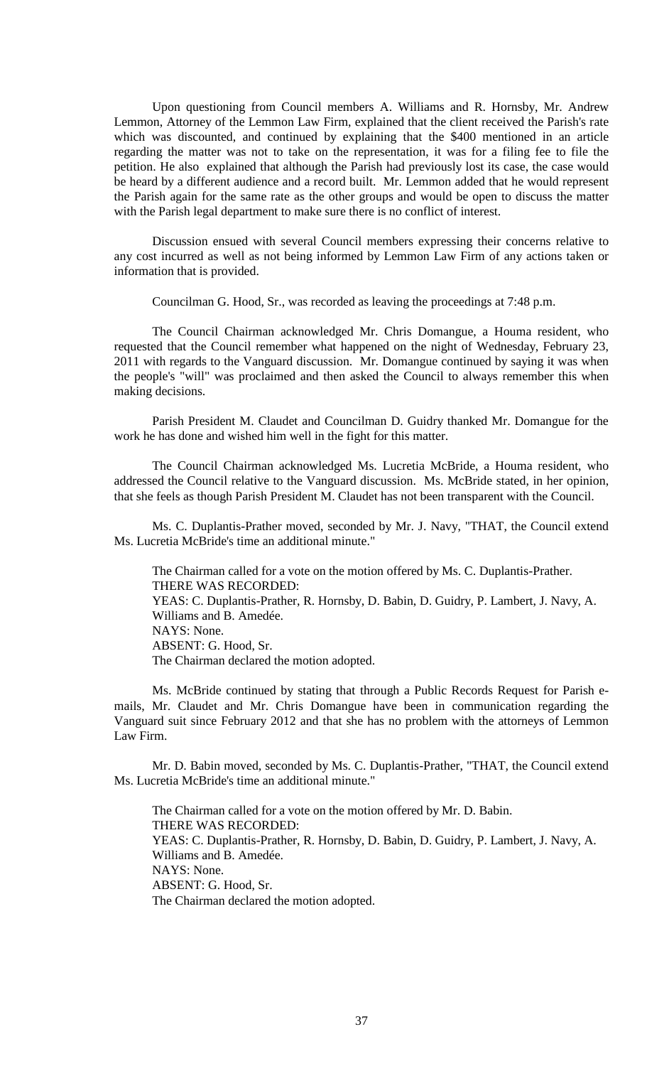Upon questioning from Council members A. Williams and R. Hornsby, Mr. Andrew Lemmon, Attorney of the Lemmon Law Firm, explained that the client received the Parish's rate which was discounted, and continued by explaining that the $400 mentioned in an article regarding the matter was not to take on the representation, it was for a filing fee to file the petition. He also explained that although the Parish had previously lost its case, the case would be heard by a different audience and a record built. Mr. Lemmon added that he would represent the Parish again for the same rate as the other groups and would be open to discuss the matter with the Parish legal department to make sure there is no conflict of interest.

Discussion ensued with several Council members expressing their concerns relative to any cost incurred as well as not being informed by Lemmon Law Firm of any actions taken or information that is provided.

Councilman G. Hood, Sr., was recorded as leaving the proceedings at 7:48 p.m.

The Council Chairman acknowledged Mr. Chris Domangue, a Houma resident, who requested that the Council remember what happened on the night of Wednesday, February 23, 2011 with regards to the Vanguard discussion. Mr. Domangue continued by saying it was when the people's "will" was proclaimed and then asked the Council to always remember this when making decisions.

Parish President M. Claudet and Councilman D. Guidry thanked Mr. Domangue for the work he has done and wished him well in the fight for this matter.

The Council Chairman acknowledged Ms. Lucretia McBride, a Houma resident, who addressed the Council relative to the Vanguard discussion. Ms. McBride stated, in her opinion, that she feels as though Parish President M. Claudet has not been transparent with the Council.

Ms. C. Duplantis-Prather moved, seconded by Mr. J. Navy, "THAT, the Council extend Ms. Lucretia McBride's time an additional minute."

The Chairman called for a vote on the motion offered by Ms. C. Duplantis-Prather.
THERE WAS RECORDED:
YEAS: C. Duplantis-Prather, R. Hornsby, D. Babin, D. Guidry, P. Lambert, J. Navy, A. Williams and B. Amedée.
NAYS: None.
ABSENT: G. Hood, Sr.
The Chairman declared the motion adopted.

Ms. McBride continued by stating that through a Public Records Request for Parish e-mails, Mr. Claudet and Mr. Chris Domangue have been in communication regarding the Vanguard suit since February 2012 and that she has no problem with the attorneys of Lemmon Law Firm.

Mr. D. Babin moved, seconded by Ms. C. Duplantis-Prather, "THAT, the Council extend Ms. Lucretia McBride's time an additional minute."

The Chairman called for a vote on the motion offered by Mr. D. Babin.
THERE WAS RECORDED:
YEAS: C. Duplantis-Prather, R. Hornsby, D. Babin, D. Guidry, P. Lambert, J. Navy, A. Williams and B. Amedée.
NAYS: None.
ABSENT: G. Hood, Sr.
The Chairman declared the motion adopted.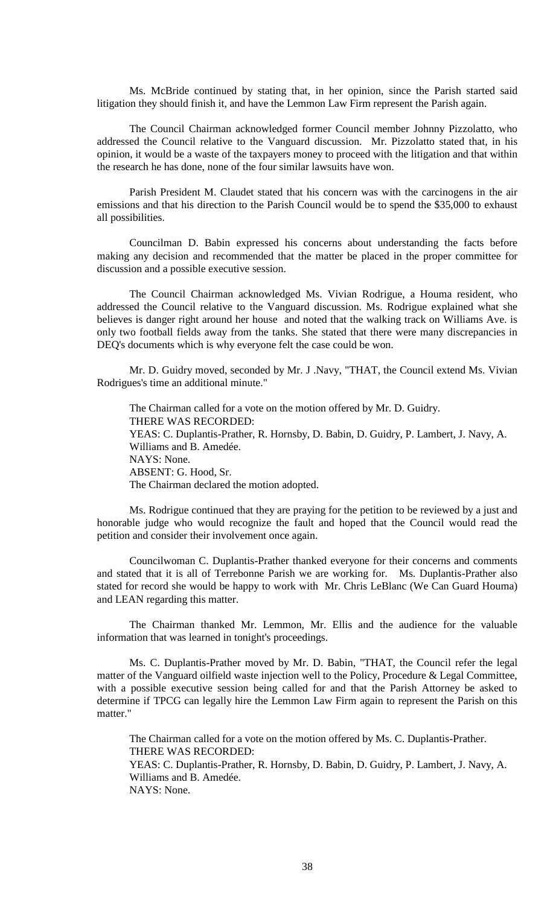Ms. McBride continued by stating that, in her opinion, since the Parish started said litigation they should finish it, and have the Lemmon Law Firm represent the Parish again.

The Council Chairman acknowledged former Council member Johnny Pizzolatto, who addressed the Council relative to the Vanguard discussion. Mr. Pizzolatto stated that, in his opinion, it would be a waste of the taxpayers money to proceed with the litigation and that within the research he has done, none of the four similar lawsuits have won.

Parish President M. Claudet stated that his concern was with the carcinogens in the air emissions and that his direction to the Parish Council would be to spend the $35,000 to exhaust all possibilities.

Councilman D. Babin expressed his concerns about understanding the facts before making any decision and recommended that the matter be placed in the proper committee for discussion and a possible executive session.

The Council Chairman acknowledged Ms. Vivian Rodrigue, a Houma resident, who addressed the Council relative to the Vanguard discussion. Ms. Rodrigue explained what she believes is danger right around her house and noted that the walking track on Williams Ave. is only two football fields away from the tanks. She stated that there were many discrepancies in DEQ's documents which is why everyone felt the case could be won.

Mr. D. Guidry moved, seconded by Mr. J .Navy, "THAT, the Council extend Ms. Vivian Rodrigues's time an additional minute."

The Chairman called for a vote on the motion offered by Mr. D. Guidry.
THERE WAS RECORDED:
YEAS: C. Duplantis-Prather, R. Hornsby, D. Babin, D. Guidry, P. Lambert, J. Navy, A. Williams and B. Amedée.
NAYS: None.
ABSENT: G. Hood, Sr.
The Chairman declared the motion adopted.

Ms. Rodrigue continued that they are praying for the petition to be reviewed by a just and honorable judge who would recognize the fault and hoped that the Council would read the petition and consider their involvement once again.

Councilwoman C. Duplantis-Prather thanked everyone for their concerns and comments and stated that it is all of Terrebonne Parish we are working for. Ms. Duplantis-Prather also stated for record she would be happy to work with Mr. Chris LeBlanc (We Can Guard Houma) and LEAN regarding this matter.

The Chairman thanked Mr. Lemmon, Mr. Ellis and the audience for the valuable information that was learned in tonight's proceedings.

Ms. C. Duplantis-Prather moved by Mr. D. Babin, "THAT, the Council refer the legal matter of the Vanguard oilfield waste injection well to the Policy, Procedure & Legal Committee, with a possible executive session being called for and that the Parish Attorney be asked to determine if TPCG can legally hire the Lemmon Law Firm again to represent the Parish on this matter."

The Chairman called for a vote on the motion offered by Ms. C. Duplantis-Prather.
THERE WAS RECORDED:
YEAS: C. Duplantis-Prather, R. Hornsby, D. Babin, D. Guidry, P. Lambert, J. Navy, A. Williams and B. Amedée.
NAYS: None.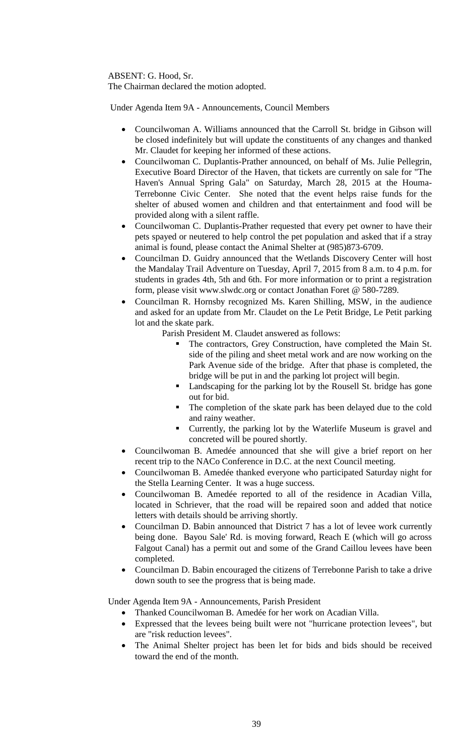ABSENT: G. Hood, Sr.
The Chairman declared the motion adopted.

Under Agenda Item 9A - Announcements, Council Members

- Councilwoman A. Williams announced that the Carroll St. bridge in Gibson will be closed indefinitely but will update the constituents of any changes and thanked Mr. Claudet for keeping her informed of these actions.
- Councilwoman C. Duplantis-Prather announced, on behalf of Ms. Julie Pellegrin, Executive Board Director of the Haven, that tickets are currently on sale for "The Haven's Annual Spring Gala" on Saturday, March 28, 2015 at the Houma-Terrebonne Civic Center. She noted that the event helps raise funds for the shelter of abused women and children and that entertainment and food will be provided along with a silent raffle.
- Councilwoman C. Duplantis-Prather requested that every pet owner to have their pets spayed or neutered to help control the pet population and asked that if a stray animal is found, please contact the Animal Shelter at (985)873-6709.
- Councilman D. Guidry announced that the Wetlands Discovery Center will host the Mandalay Trail Adventure on Tuesday, April 7, 2015 from 8 a.m. to 4 p.m. for students in grades 4th, 5th and 6th. For more information or to print a registration form, please visit www.slwdc.org or contact Jonathan Foret @ 580-7289.
- Councilman R. Hornsby recognized Ms. Karen Shilling, MSW, in the audience and asked for an update from Mr. Claudet on the Le Petit Bridge, Le Petit parking lot and the skate park.

  Parish President M. Claudet answered as follows:

  - The contractors, Grey Construction, have completed the Main St. side of the piling and sheet metal work and are now working on the Park Avenue side of the bridge. After that phase is completed, the bridge will be put in and the parking lot project will begin.
  - Landscaping for the parking lot by the Rousell St. bridge has gone out for bid.
  - The completion of the skate park has been delayed due to the cold and rainy weather.
  - Currently, the parking lot by the Waterlife Museum is gravel and concreted will be poured shortly.
- Councilwoman B. Amedée announced that she will give a brief report on her recent trip to the NACo Conference in D.C. at the next Council meeting.
- Councilwoman B. Amedée thanked everyone who participated Saturday night for the Stella Learning Center. It was a huge success.
- Councilwoman B. Amedée reported to all of the residence in Acadian Villa, located in Schriever, that the road will be repaired soon and added that notice letters with details should be arriving shortly.
- Councilman D. Babin announced that District 7 has a lot of levee work currently being done. Bayou Sale' Rd. is moving forward, Reach E (which will go across Falgout Canal) has a permit out and some of the Grand Caillou levees have been completed.
- Councilman D. Babin encouraged the citizens of Terrebonne Parish to take a drive down south to see the progress that is being made.

Under Agenda Item 9A - Announcements, Parish President

- Thanked Councilwoman B. Amedée for her work on Acadian Villa.
- Expressed that the levees being built were not "hurricane protection levees", but are "risk reduction levees".
- The Animal Shelter project has been let for bids and bids should be received toward the end of the month.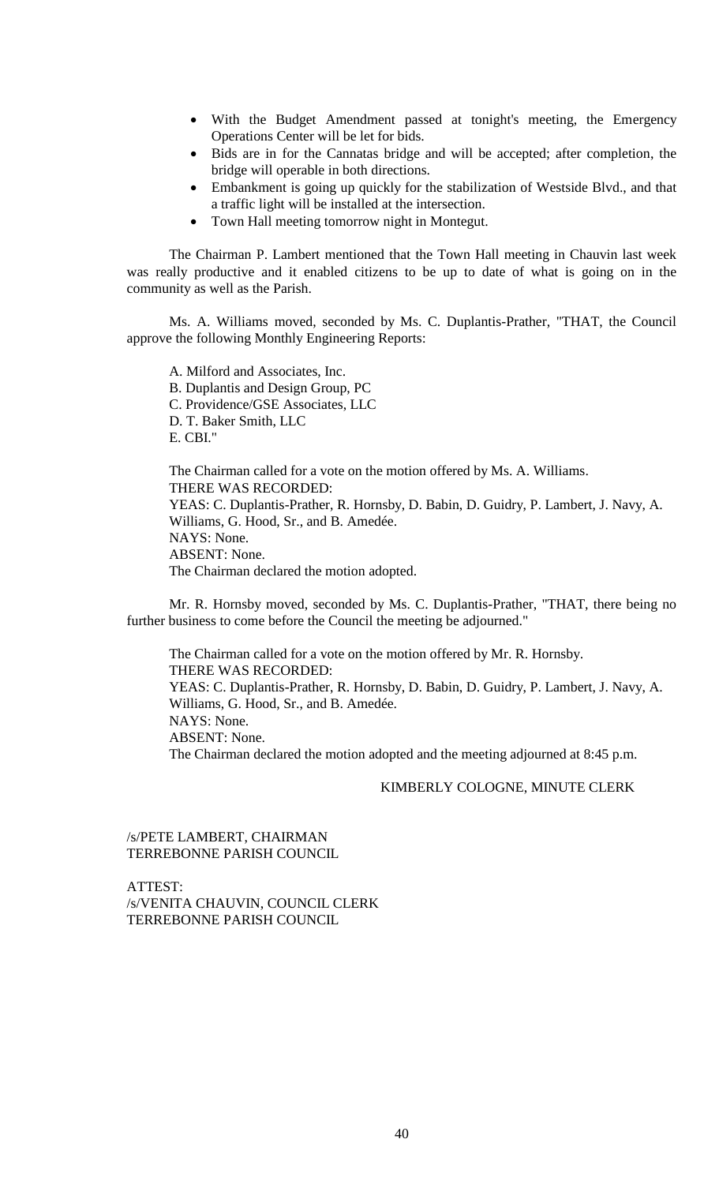- With the Budget Amendment passed at tonight's meeting, the Emergency Operations Center will be let for bids.
- Bids are in for the Cannatas bridge and will be accepted; after completion, the bridge will operable in both directions.
- Embankment is going up quickly for the stabilization of Westside Blvd., and that a traffic light will be installed at the intersection.
- Town Hall meeting tomorrow night in Montegut.

The Chairman P. Lambert mentioned that the Town Hall meeting in Chauvin last week was really productive and it enabled citizens to be up to date of what is going on in the community as well as the Parish.

Ms. A. Williams moved, seconded by Ms. C. Duplantis-Prather, "THAT, the Council approve the following Monthly Engineering Reports:

A. Milford and Associates, Inc.
B. Duplantis and Design Group, PC
C. Providence/GSE Associates, LLC
D. T. Baker Smith, LLC
E. CBI."

The Chairman called for a vote on the motion offered by Ms. A. Williams.
THERE WAS RECORDED:
YEAS: C. Duplantis-Prather, R. Hornsby, D. Babin, D. Guidry, P. Lambert, J. Navy, A. Williams, G. Hood, Sr., and B. Amedée.
NAYS: None.
ABSENT: None.
The Chairman declared the motion adopted.

Mr. R. Hornsby moved, seconded by Ms. C. Duplantis-Prather, "THAT, there being no further business to come before the Council the meeting be adjourned."

The Chairman called for a vote on the motion offered by Mr. R. Hornsby.
THERE WAS RECORDED:
YEAS: C. Duplantis-Prather, R. Hornsby, D. Babin, D. Guidry, P. Lambert, J. Navy, A. Williams, G. Hood, Sr., and B. Amedée.
NAYS: None.
ABSENT: None.
The Chairman declared the motion adopted and the meeting adjourned at 8:45 p.m.

KIMBERLY COLOGNE, MINUTE CLERK

/s/PETE LAMBERT, CHAIRMAN
TERREBONNE PARISH COUNCIL

ATTEST:
/s/VENITA CHAUVIN, COUNCIL CLERK
TERREBONNE PARISH COUNCIL